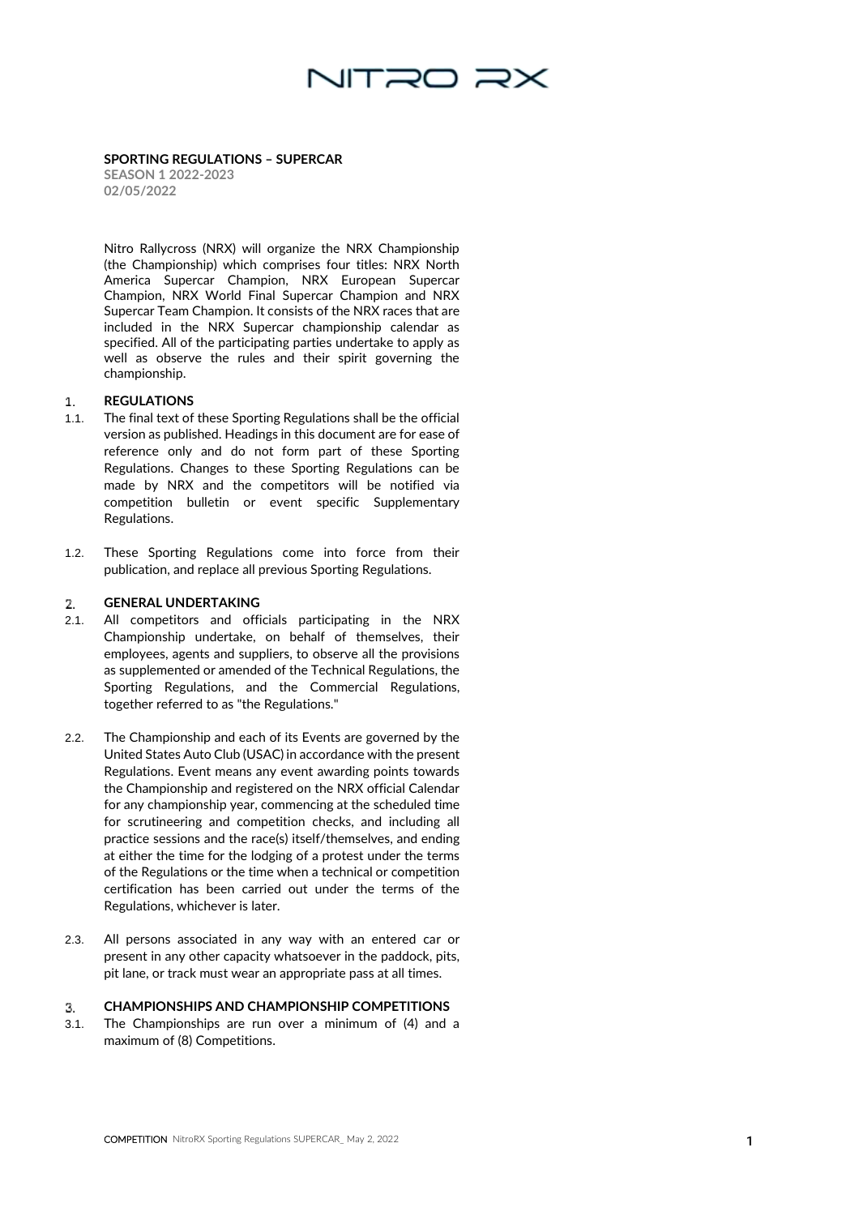NITRO RX

**SPORTING REGULATIONS – SUPERCAR**
**SEASON 1 2022-2023**
**02/05/2022**

Nitro Rallycross (NRX) will organize the NRX Championship (the Championship) which comprises four titles: NRX North America Supercar Champion, NRX European Supercar Champion, NRX World Final Supercar Champion and NRX Supercar Team Champion. It consists of the NRX races that are included in the NRX Supercar championship calendar as specified. All of the participating parties undertake to apply as well as observe the rules and their spirit governing the championship.

## 1. REGULATIONS

1.1. The final text of these Sporting Regulations shall be the official version as published. Headings in this document are for ease of reference only and do not form part of these Sporting Regulations. Changes to these Sporting Regulations can be made by NRX and the competitors will be notified via competition bulletin or event specific Supplementary Regulations.

1.2. These Sporting Regulations come into force from their publication, and replace all previous Sporting Regulations.

## 2. GENERAL UNDERTAKING

2.1. All competitors and officials participating in the NRX Championship undertake, on behalf of themselves, their employees, agents and suppliers, to observe all the provisions as supplemented or amended of the Technical Regulations, the Sporting Regulations, and the Commercial Regulations, together referred to as "the Regulations."

2.2. The Championship and each of its Events are governed by the United States Auto Club (USAC) in accordance with the present Regulations. Event means any event awarding points towards the Championship and registered on the NRX official Calendar for any championship year, commencing at the scheduled time for scrutineering and competition checks, and including all practice sessions and the race(s) itself/themselves, and ending at either the time for the lodging of a protest under the terms of the Regulations or the time when a technical or competition certification has been carried out under the terms of the Regulations, whichever is later.

2.3. All persons associated in any way with an entered car or present in any other capacity whatsoever in the paddock, pits, pit lane, or track must wear an appropriate pass at all times.

## 3. CHAMPIONSHIPS AND CHAMPIONSHIP COMPETITIONS

3.1. The Championships are run over a minimum of (4) and a maximum of (8) Competitions.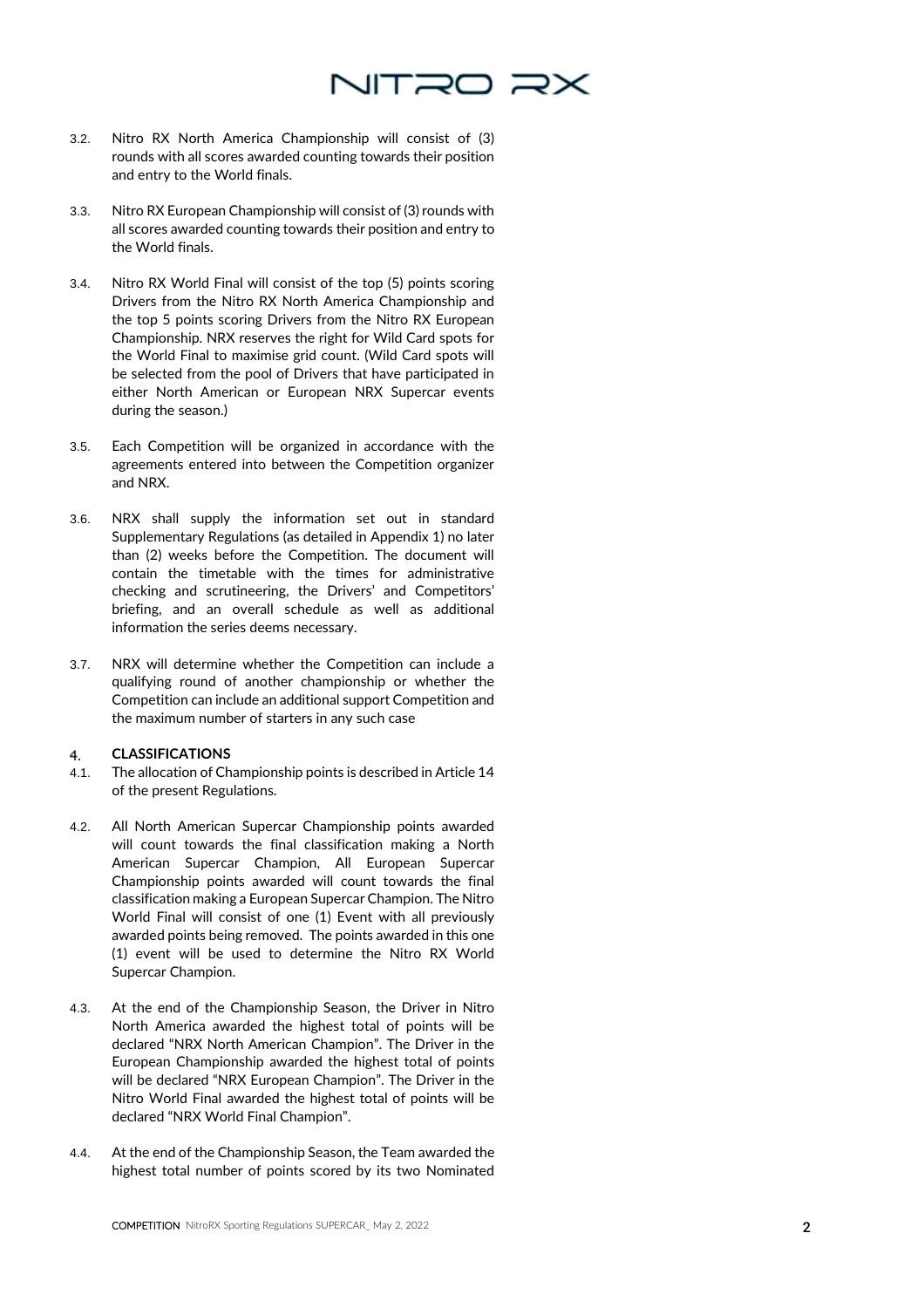3.2. Nitro RX North America Championship will consist of (3) rounds with all scores awarded counting towards their position and entry to the World finals.

3.3. Nitro RX European Championship will consist of (3) rounds with all scores awarded counting towards their position and entry to the World finals.

3.4. Nitro RX World Final will consist of the top (5) points scoring Drivers from the Nitro RX North America Championship and the top 5 points scoring Drivers from the Nitro RX European Championship. NRX reserves the right for Wild Card spots for the World Final to maximise grid count. (Wild Card spots will be selected from the pool of Drivers that have participated in either North American or European NRX Supercar events during the season.)

3.5. Each Competition will be organized in accordance with the agreements entered into between the Competition organizer and NRX.

3.6. NRX shall supply the information set out in standard Supplementary Regulations (as detailed in Appendix 1) no later than (2) weeks before the Competition. The document will contain the timetable with the times for administrative checking and scrutineering, the Drivers' and Competitors' briefing, and an overall schedule as well as additional information the series deems necessary.

3.7. NRX will determine whether the Competition can include a qualifying round of another championship or whether the Competition can include an additional support Competition and the maximum number of starters in any such case

## 4. CLASSIFICATIONS

4.1. The allocation of Championship points is described in Article 14 of the present Regulations.

4.2. All North American Supercar Championship points awarded will count towards the final classification making a North American Supercar Champion, All European Supercar Championship points awarded will count towards the final classification making a European Supercar Champion. The Nitro World Final will consist of one (1) Event with all previously awarded points being removed. The points awarded in this one (1) event will be used to determine the Nitro RX World Supercar Champion.

4.3. At the end of the Championship Season, the Driver in Nitro North America awarded the highest total of points will be declared "NRX North American Champion". The Driver in the European Championship awarded the highest total of points will be declared "NRX European Champion". The Driver in the Nitro World Final awarded the highest total of points will be declared "NRX World Final Champion".

4.4. At the end of the Championship Season, the Team awarded the highest total number of points scored by its two Nominated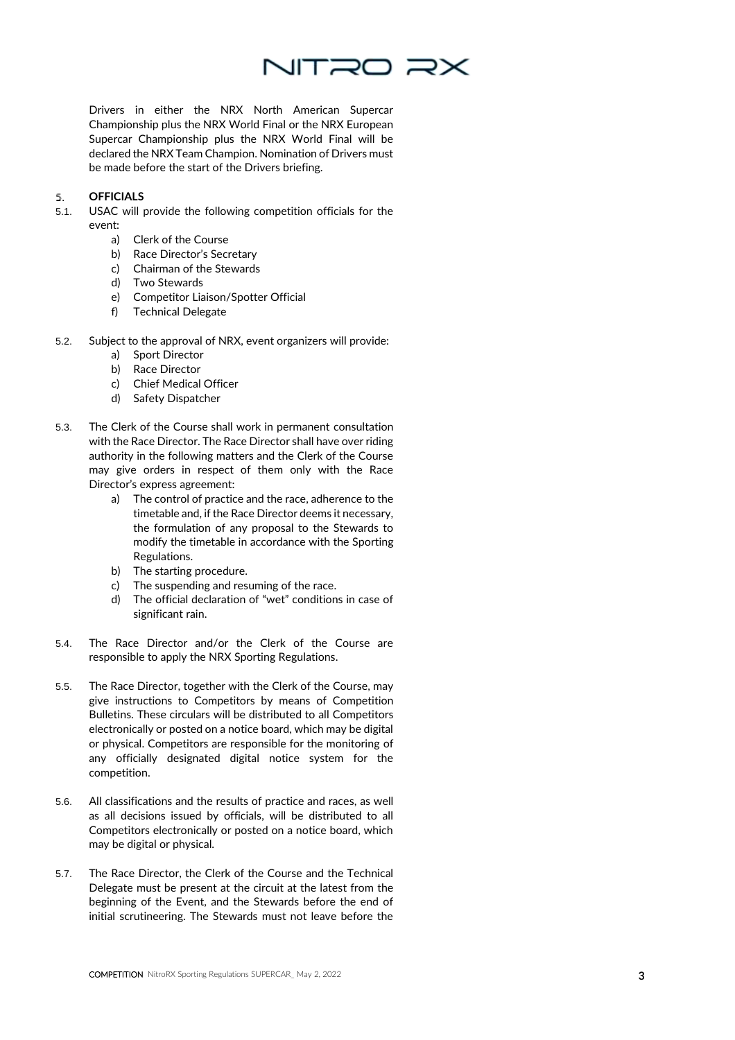Drivers in either the NRX North American Supercar Championship plus the NRX World Final or the NRX European Supercar Championship plus the NRX World Final will be declared the NRX Team Champion. Nomination of Drivers must be made before the start of the Drivers briefing.

## 5. OFFICIALS

5.1. USAC will provide the following competition officials for the event:

- a) Clerk of the Course
- b) Race Director's Secretary
- c) Chairman of the Stewards
- d) Two Stewards
- e) Competitor Liaison/Spotter Official
- f) Technical Delegate

5.2. Subject to the approval of NRX, event organizers will provide:

- a) Sport Director
- b) Race Director
- c) Chief Medical Officer
- d) Safety Dispatcher

5.3. The Clerk of the Course shall work in permanent consultation with the Race Director. The Race Director shall have over riding authority in the following matters and the Clerk of the Course may give orders in respect of them only with the Race Director's express agreement:

- a) The control of practice and the race, adherence to the timetable and, if the Race Director deems it necessary, the formulation of any proposal to the Stewards to modify the timetable in accordance with the Sporting Regulations.
- b) The starting procedure.
- c) The suspending and resuming of the race.
- d) The official declaration of "wet" conditions in case of significant rain.

5.4. The Race Director and/or the Clerk of the Course are responsible to apply the NRX Sporting Regulations.

5.5. The Race Director, together with the Clerk of the Course, may give instructions to Competitors by means of Competition Bulletins. These circulars will be distributed to all Competitors electronically or posted on a notice board, which may be digital or physical. Competitors are responsible for the monitoring of any officially designated digital notice system for the competition.

5.6. All classifications and the results of practice and races, as well as all decisions issued by officials, will be distributed to all Competitors electronically or posted on a notice board, which may be digital or physical.

5.7. The Race Director, the Clerk of the Course and the Technical Delegate must be present at the circuit at the latest from the beginning of the Event, and the Stewards before the end of initial scrutineering. The Stewards must not leave before the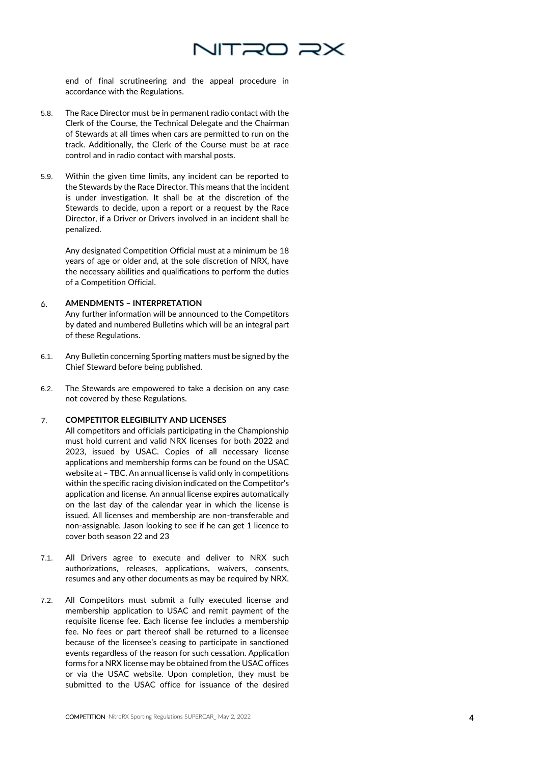end of final scrutineering and the appeal procedure in accordance with the Regulations.

5.8. The Race Director must be in permanent radio contact with the Clerk of the Course, the Technical Delegate and the Chairman of Stewards at all times when cars are permitted to run on the track. Additionally, the Clerk of the Course must be at race control and in radio contact with marshal posts.

5.9. Within the given time limits, any incident can be reported to the Stewards by the Race Director. This means that the incident is under investigation. It shall be at the discretion of the Stewards to decide, upon a report or a request by the Race Director, if a Driver or Drivers involved in an incident shall be penalized.

Any designated Competition Official must at a minimum be 18 years of age or older and, at the sole discretion of NRX, have the necessary abilities and qualifications to perform the duties of a Competition Official.

## 6. AMENDMENTS – INTERPRETATION

Any further information will be announced to the Competitors by dated and numbered Bulletins which will be an integral part of these Regulations.

6.1. Any Bulletin concerning Sporting matters must be signed by the Chief Steward before being published.

6.2. The Stewards are empowered to take a decision on any case not covered by these Regulations.

## 7. COMPETITOR ELEGIBILITY AND LICENSES

All competitors and officials participating in the Championship must hold current and valid NRX licenses for both 2022 and 2023, issued by USAC. Copies of all necessary license applications and membership forms can be found on the USAC website at – TBC. An annual license is valid only in competitions within the specific racing division indicated on the Competitor's application and license. An annual license expires automatically on the last day of the calendar year in which the license is issued. All licenses and membership are non-transferable and non-assignable. Jason looking to see if he can get 1 licence to cover both season 22 and 23

7.1. All Drivers agree to execute and deliver to NRX such authorizations, releases, applications, waivers, consents, resumes and any other documents as may be required by NRX.

7.2. All Competitors must submit a fully executed license and membership application to USAC and remit payment of the requisite license fee. Each license fee includes a membership fee. No fees or part thereof shall be returned to a licensee because of the licensee's ceasing to participate in sanctioned events regardless of the reason for such cessation. Application forms for a NRX license may be obtained from the USAC offices or via the USAC website. Upon completion, they must be submitted to the USAC office for issuance of the desired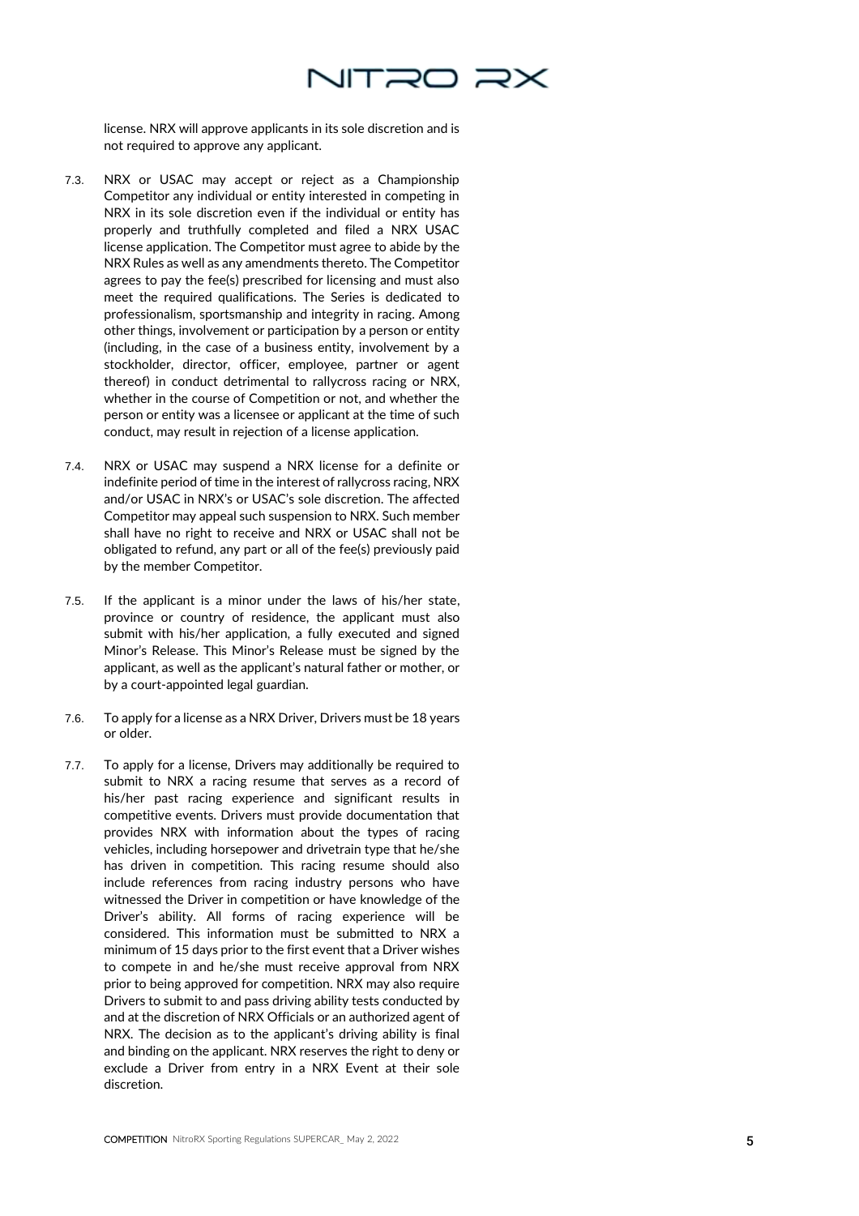license. NRX will approve applicants in its sole discretion and is not required to approve any applicant.

7.3. NRX or USAC may accept or reject as a Championship Competitor any individual or entity interested in competing in NRX in its sole discretion even if the individual or entity has properly and truthfully completed and filed a NRX USAC license application. The Competitor must agree to abide by the NRX Rules as well as any amendments thereto. The Competitor agrees to pay the fee(s) prescribed for licensing and must also meet the required qualifications. The Series is dedicated to professionalism, sportsmanship and integrity in racing. Among other things, involvement or participation by a person or entity (including, in the case of a business entity, involvement by a stockholder, director, officer, employee, partner or agent thereof) in conduct detrimental to rallycross racing or NRX, whether in the course of Competition or not, and whether the person or entity was a licensee or applicant at the time of such conduct, may result in rejection of a license application.

7.4. NRX or USAC may suspend a NRX license for a definite or indefinite period of time in the interest of rallycross racing, NRX and/or USAC in NRX's or USAC's sole discretion. The affected Competitor may appeal such suspension to NRX. Such member shall have no right to receive and NRX or USAC shall not be obligated to refund, any part or all of the fee(s) previously paid by the member Competitor.

7.5. If the applicant is a minor under the laws of his/her state, province or country of residence, the applicant must also submit with his/her application, a fully executed and signed Minor's Release. This Minor's Release must be signed by the applicant, as well as the applicant's natural father or mother, or by a court-appointed legal guardian.

7.6. To apply for a license as a NRX Driver, Drivers must be 18 years or older.

7.7. To apply for a license, Drivers may additionally be required to submit to NRX a racing resume that serves as a record of his/her past racing experience and significant results in competitive events. Drivers must provide documentation that provides NRX with information about the types of racing vehicles, including horsepower and drivetrain type that he/she has driven in competition. This racing resume should also include references from racing industry persons who have witnessed the Driver in competition or have knowledge of the Driver's ability. All forms of racing experience will be considered. This information must be submitted to NRX a minimum of 15 days prior to the first event that a Driver wishes to compete in and he/she must receive approval from NRX prior to being approved for competition. NRX may also require Drivers to submit to and pass driving ability tests conducted by and at the discretion of NRX Officials or an authorized agent of NRX. The decision as to the applicant's driving ability is final and binding on the applicant. NRX reserves the right to deny or exclude a Driver from entry in a NRX Event at their sole discretion.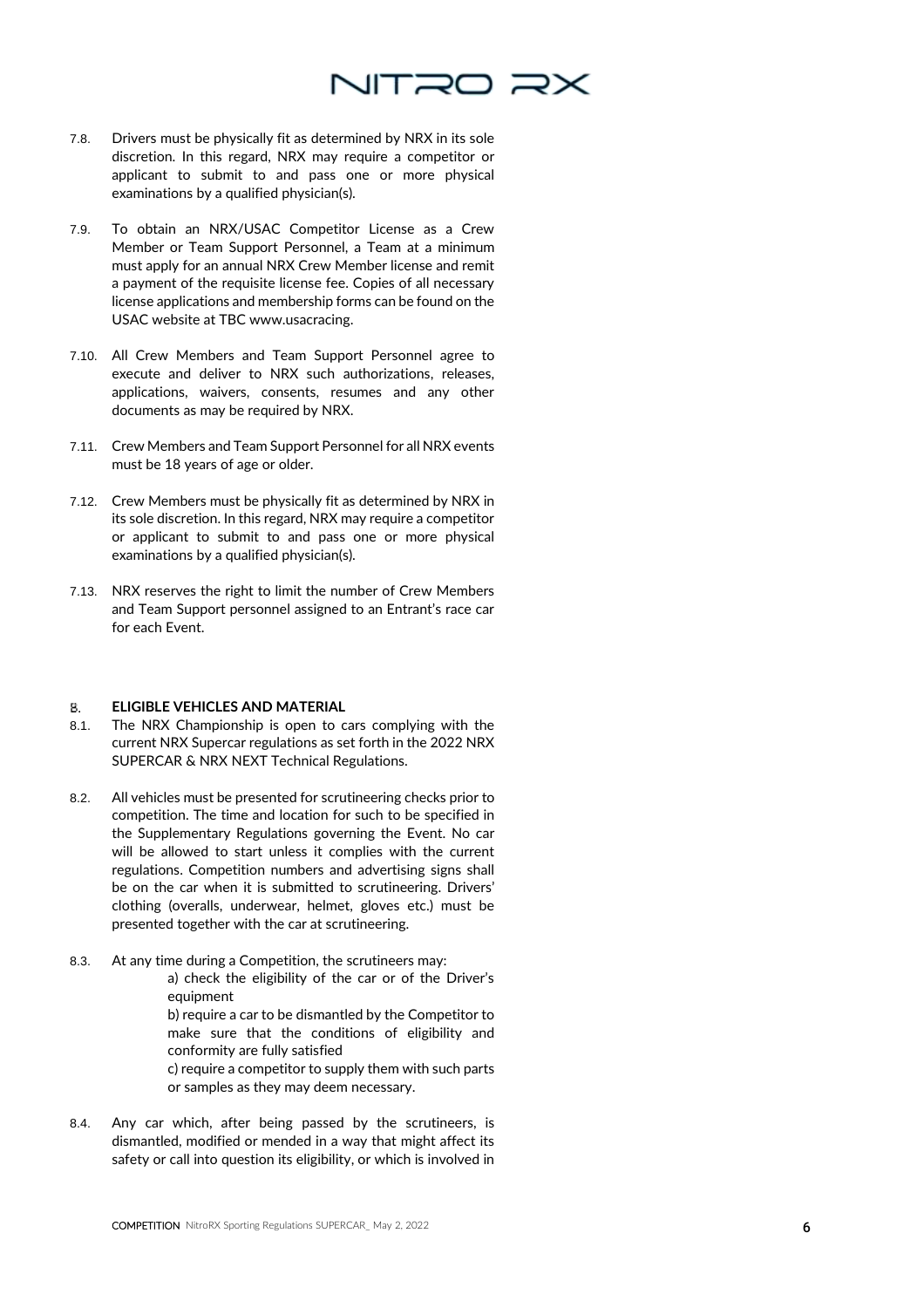7.8. Drivers must be physically fit as determined by NRX in its sole discretion. In this regard, NRX may require a competitor or applicant to submit to and pass one or more physical examinations by a qualified physician(s).

7.9. To obtain an NRX/USAC Competitor License as a Crew Member or Team Support Personnel, a Team at a minimum must apply for an annual NRX Crew Member license and remit a payment of the requisite license fee. Copies of all necessary license applications and membership forms can be found on the USAC website at TBC www.usacracing.

7.10. All Crew Members and Team Support Personnel agree to execute and deliver to NRX such authorizations, releases, applications, waivers, consents, resumes and any other documents as may be required by NRX.

7.11. Crew Members and Team Support Personnel for all NRX events must be 18 years of age or older.

7.12. Crew Members must be physically fit as determined by NRX in its sole discretion. In this regard, NRX may require a competitor or applicant to submit to and pass one or more physical examinations by a qualified physician(s).

7.13. NRX reserves the right to limit the number of Crew Members and Team Support personnel assigned to an Entrant's race car for each Event.

## 8. ELIGIBLE VEHICLES AND MATERIAL

8.1. The NRX Championship is open to cars complying with the current NRX Supercar regulations as set forth in the 2022 NRX SUPERCAR & NRX NEXT Technical Regulations.

8.2. All vehicles must be presented for scrutineering checks prior to competition. The time and location for such to be specified in the Supplementary Regulations governing the Event. No car will be allowed to start unless it complies with the current regulations. Competition numbers and advertising signs shall be on the car when it is submitted to scrutineering. Drivers' clothing (overalls, underwear, helmet, gloves etc.) must be presented together with the car at scrutineering.

8.3. At any time during a Competition, the scrutineers may:

a) check the eligibility of the car or of the Driver's equipment

b) require a car to be dismantled by the Competitor to make sure that the conditions of eligibility and conformity are fully satisfied

c) require a competitor to supply them with such parts or samples as they may deem necessary.

8.4. Any car which, after being passed by the scrutineers, is dismantled, modified or mended in a way that might affect its safety or call into question its eligibility, or which is involved in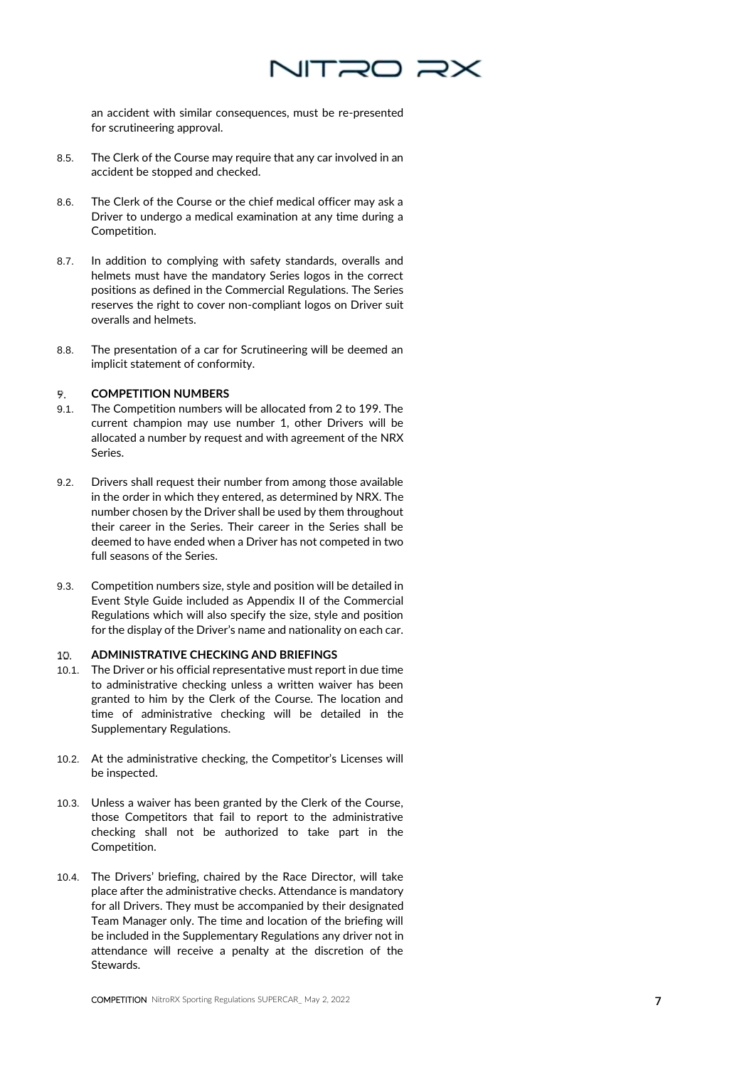an accident with similar consequences, must be re-presented for scrutineering approval.

8.5. The Clerk of the Course may require that any car involved in an accident be stopped and checked.

8.6. The Clerk of the Course or the chief medical officer may ask a Driver to undergo a medical examination at any time during a Competition.

8.7. In addition to complying with safety standards, overalls and helmets must have the mandatory Series logos in the correct positions as defined in the Commercial Regulations. The Series reserves the right to cover non-compliant logos on Driver suit overalls and helmets.

8.8. The presentation of a car for Scrutineering will be deemed an implicit statement of conformity.

## 9. COMPETITION NUMBERS

9.1. The Competition numbers will be allocated from 2 to 199. The current champion may use number 1, other Drivers will be allocated a number by request and with agreement of the NRX Series.

9.2. Drivers shall request their number from among those available in the order in which they entered, as determined by NRX. The number chosen by the Driver shall be used by them throughout their career in the Series. Their career in the Series shall be deemed to have ended when a Driver has not competed in two full seasons of the Series.

9.3. Competition numbers size, style and position will be detailed in Event Style Guide included as Appendix II of the Commercial Regulations which will also specify the size, style and position for the display of the Driver's name and nationality on each car.

## 10. ADMINISTRATIVE CHECKING AND BRIEFINGS

10.1. The Driver or his official representative must report in due time to administrative checking unless a written waiver has been granted to him by the Clerk of the Course. The location and time of administrative checking will be detailed in the Supplementary Regulations.

10.2. At the administrative checking, the Competitor's Licenses will be inspected.

10.3. Unless a waiver has been granted by the Clerk of the Course, those Competitors that fail to report to the administrative checking shall not be authorized to take part in the Competition.

10.4. The Drivers' briefing, chaired by the Race Director, will take place after the administrative checks. Attendance is mandatory for all Drivers. They must be accompanied by their designated Team Manager only. The time and location of the briefing will be included in the Supplementary Regulations any driver not in attendance will receive a penalty at the discretion of the Stewards.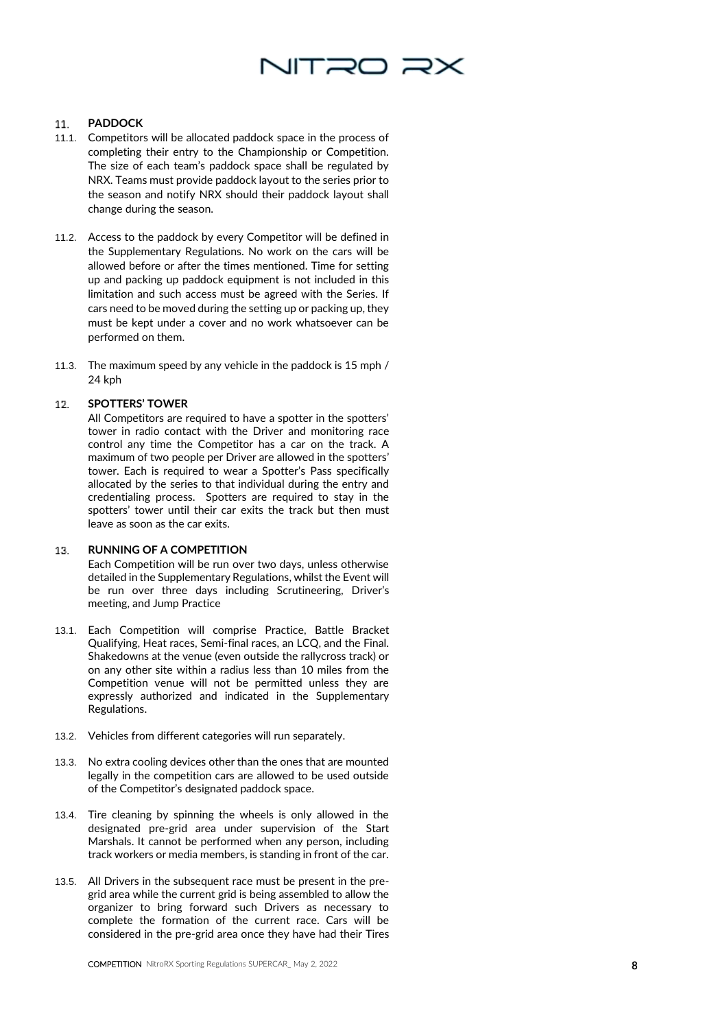## 11. PADDOCK

11.1. Competitors will be allocated paddock space in the process of completing their entry to the Championship or Competition. The size of each team's paddock space shall be regulated by NRX. Teams must provide paddock layout to the series prior to the season and notify NRX should their paddock layout shall change during the season.

11.2. Access to the paddock by every Competitor will be defined in the Supplementary Regulations. No work on the cars will be allowed before or after the times mentioned. Time for setting up and packing up paddock equipment is not included in this limitation and such access must be agreed with the Series. If cars need to be moved during the setting up or packing up, they must be kept under a cover and no work whatsoever can be performed on them.

11.3. The maximum speed by any vehicle in the paddock is 15 mph / 24 kph

## 12. SPOTTERS' TOWER

All Competitors are required to have a spotter in the spotters' tower in radio contact with the Driver and monitoring race control any time the Competitor has a car on the track. A maximum of two people per Driver are allowed in the spotters' tower. Each is required to wear a Spotter's Pass specifically allocated by the series to that individual during the entry and credentialing process. Spotters are required to stay in the spotters' tower until their car exits the track but then must leave as soon as the car exits.

## 13. RUNNING OF A COMPETITION

Each Competition will be run over two days, unless otherwise detailed in the Supplementary Regulations, whilst the Event will be run over three days including Scrutineering, Driver's meeting, and Jump Practice

13.1. Each Competition will comprise Practice, Battle Bracket Qualifying, Heat races, Semi-final races, an LCQ, and the Final. Shakedowns at the venue (even outside the rallycross track) or on any other site within a radius less than 10 miles from the Competition venue will not be permitted unless they are expressly authorized and indicated in the Supplementary Regulations.

13.2. Vehicles from different categories will run separately.

13.3. No extra cooling devices other than the ones that are mounted legally in the competition cars are allowed to be used outside of the Competitor's designated paddock space.

13.4. Tire cleaning by spinning the wheels is only allowed in the designated pre-grid area under supervision of the Start Marshals. It cannot be performed when any person, including track workers or media members, is standing in front of the car.

13.5. All Drivers in the subsequent race must be present in the pre-grid area while the current grid is being assembled to allow the organizer to bring forward such Drivers as necessary to complete the formation of the current race. Cars will be considered in the pre-grid area once they have had their Tires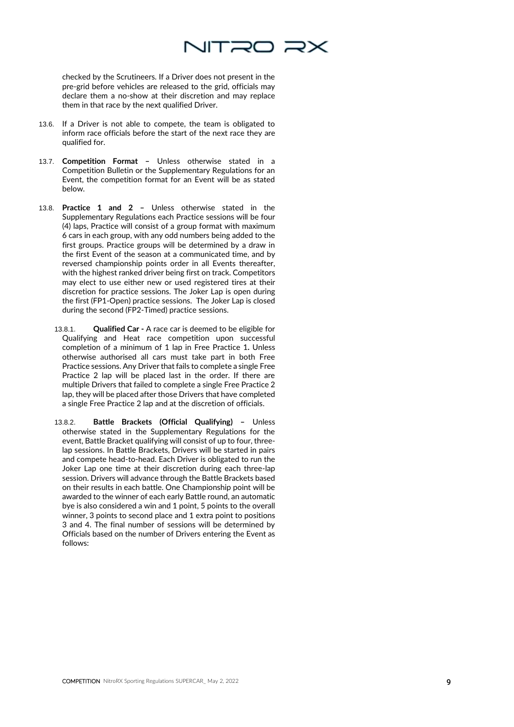checked by the Scrutineers. If a Driver does not present in the pre-grid before vehicles are released to the grid, officials may declare them a no-show at their discretion and may replace them in that race by the next qualified Driver.

13.6. If a Driver is not able to compete, the team is obligated to inform race officials before the start of the next race they are qualified for.

13.7. **Competition Format –** Unless otherwise stated in a Competition Bulletin or the Supplementary Regulations for an Event, the competition format for an Event will be as stated below.

13.8. **Practice 1 and 2 –** Unless otherwise stated in the Supplementary Regulations each Practice sessions will be four (4) laps, Practice will consist of a group format with maximum 6 cars in each group, with any odd numbers being added to the first groups. Practice groups will be determined by a draw in the first Event of the season at a communicated time, and by reversed championship points order in all Events thereafter, with the highest ranked driver being first on track. Competitors may elect to use either new or used registered tires at their discretion for practice sessions. The Joker Lap is open during the first (FP1-Open) practice sessions. The Joker Lap is closed during the second (FP2-Timed) practice sessions.

13.8.1. **Qualified Car -** A race car is deemed to be eligible for Qualifying and Heat race competition upon successful completion of a minimum of 1 lap in Free Practice 1**.** Unless otherwise authorised all cars must take part in both Free Practice sessions. Any Driver that fails to complete a single Free Practice 2 lap will be placed last in the order. If there are multiple Drivers that failed to complete a single Free Practice 2 lap, they will be placed after those Drivers that have completed a single Free Practice 2 lap and at the discretion of officials.

13.8.2. **Battle Brackets (Official Qualifying) –** Unless otherwise stated in the Supplementary Regulations for the event, Battle Bracket qualifying will consist of up to four, three-lap sessions. In Battle Brackets, Drivers will be started in pairs and compete head-to-head. Each Driver is obligated to run the Joker Lap one time at their discretion during each three-lap session. Drivers will advance through the Battle Brackets based on their results in each battle. One Championship point will be awarded to the winner of each early Battle round, an automatic bye is also considered a win and 1 point, 5 points to the overall winner, 3 points to second place and 1 extra point to positions 3 and 4. The final number of sessions will be determined by Officials based on the number of Drivers entering the Event as follows: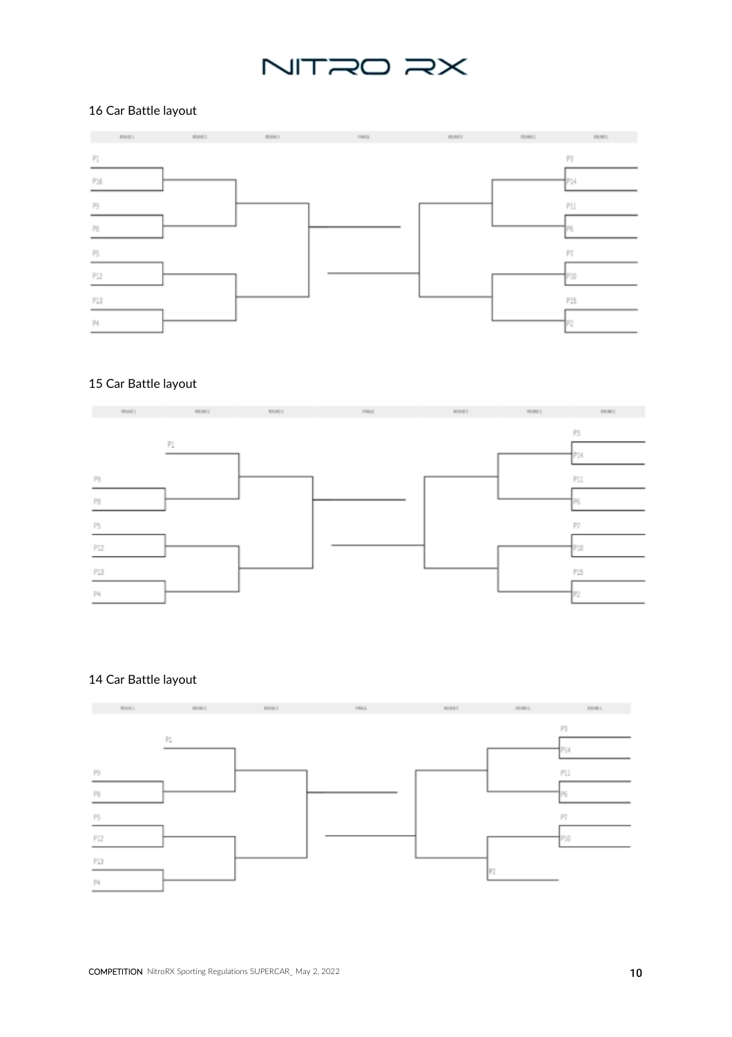16 Car Battle layout

| ROUND 1 | ROUND 2 | ROUND 3 | FINALS | ROUND 3 | ROUND 2 | ROUND 1 |
|---|---|---|---|---|---|---|
| P1 | | | | | | P3 |
| P16 | | | | | | P14 |
| P9 | | | | | | P11 |
| P8 | | | | | | P6 |
| P5 | | | | | | P7 |
| P12 | | | | | | P10 |
| P13 | | | | | | P15 |
| P4 | | | | | | P2 |

15 Car Battle layout

| ROUND 1 | ROUND 2 | ROUND 3 | FINALS | ROUND 3 | ROUND 2 | ROUND 1 |
|---|---|---|---|---|---|---|
| | P1 | | | | | P3 |
| | | | | | | P14 |
| P9 | | | | | | P11 |
| P8 | | | | | | P6 |
| P5 | | | | | | P7 |
| P12 | | | | | | P10 |
| P13 | | | | | | P15 |
| P4 | | | | | | P2 |

14 Car Battle layout

| ROUND 1 | ROUND 2 | ROUND 3 | FINALS | ROUND 3 | ROUND 2 | ROUND 1 |
|---|---|---|---|---|---|---|
| | P1 | | | | | P3 |
| | | | | | | P14 |
| P9 | | | | | | P11 |
| P8 | | | | | | P6 |
| P5 | | | | | | P7 |
| P12 | | | | | | P10 |
| P13 | | | | | | |
| P4 | | | | | P2 | |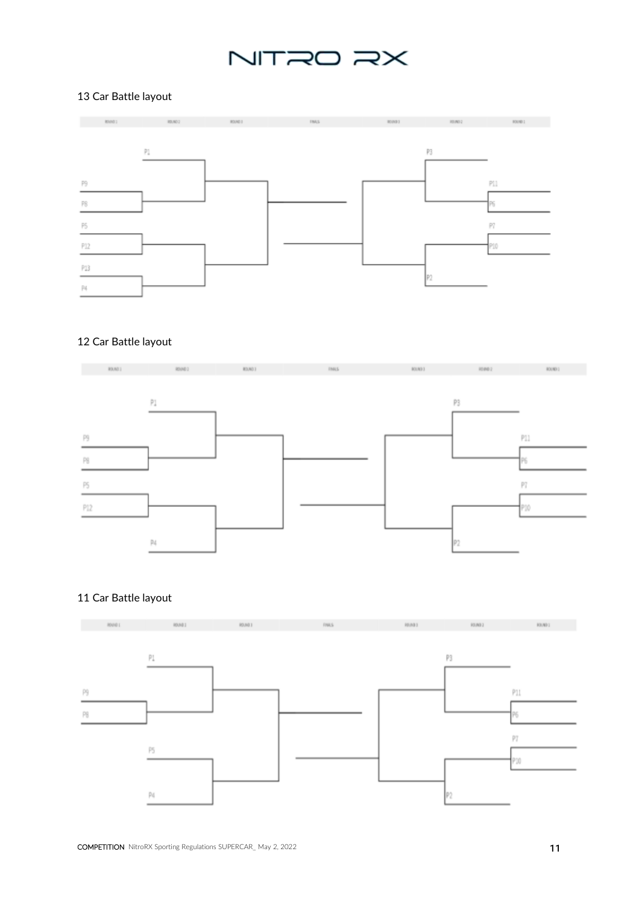13 Car Battle layout

ROUND 1 | ROUND 2 | ROUND 3 | FINALS | ROUND 3 | ROUND 2 | ROUND 1

P1

P9

P8

P5

P12

P13

P4

P3

P11

P6

P7

P10

P2

12 Car Battle layout

ROUND 1 | ROUND 2 | ROUND 3 | FINALS | ROUND 3 | ROUND 2 | ROUND 1

P1

P9

P8

P5

P12

P4

P3

P11

P6

P7

P10

P2

11 Car Battle layout

ROUND 1 | ROUND 2 | ROUND 3 | FINALS | ROUND 3 | ROUND 2 | ROUND 1

P1

P9

P8

P5

P4

P3

P11

P6

P7

P10

P2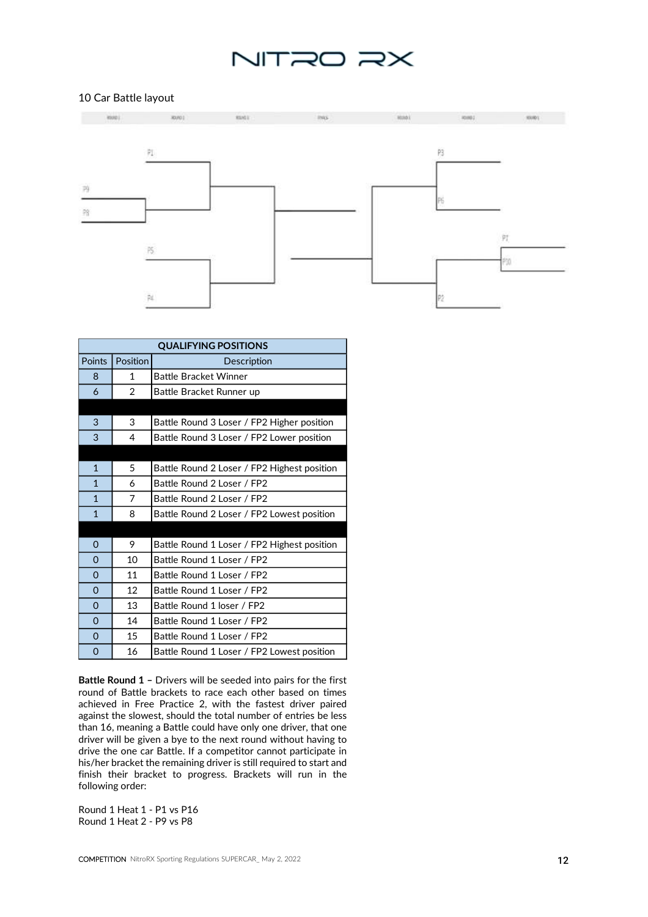10 Car Battle layout

| QUALIFYING POSITIONS | | |
|---|---|---|
| Points | Position | Description |
| 8 | 1 | Battle Bracket Winner |
| 6 | 2 | Battle Bracket Runner up |
| | | |
| 3 | 3 | Battle Round 3 Loser / FP2 Higher position |
| 3 | 4 | Battle Round 3 Loser / FP2 Lower position |
| | | |
| 1 | 5 | Battle Round 2 Loser / FP2 Highest position |
| 1 | 6 | Battle Round 2 Loser / FP2 |
| 1 | 7 | Battle Round 2 Loser / FP2 |
| 1 | 8 | Battle Round 2 Loser / FP2 Lowest position |
| | | |
| 0 | 9 | Battle Round 1 Loser / FP2 Highest position |
| 0 | 10 | Battle Round 1 Loser / FP2 |
| 0 | 11 | Battle Round 1 Loser / FP2 |
| 0 | 12 | Battle Round 1 Loser / FP2 |
| 0 | 13 | Battle Round 1 loser / FP2 |
| 0 | 14 | Battle Round 1 Loser / FP2 |
| 0 | 15 | Battle Round 1 Loser / FP2 |
| 0 | 16 | Battle Round 1 Loser / FP2 Lowest position |

**Battle Round 1 –** Drivers will be seeded into pairs for the first round of Battle brackets to race each other based on times achieved in Free Practice 2, with the fastest driver paired against the slowest, should the total number of entries be less than 16, meaning a Battle could have only one driver, that one driver will be given a bye to the next round without having to drive the one car Battle. If a competitor cannot participate in his/her bracket the remaining driver is still required to start and finish their bracket to progress. Brackets will run in the following order:

Round 1 Heat 1 - P1 vs P16
Round 1 Heat 2 - P9 vs P8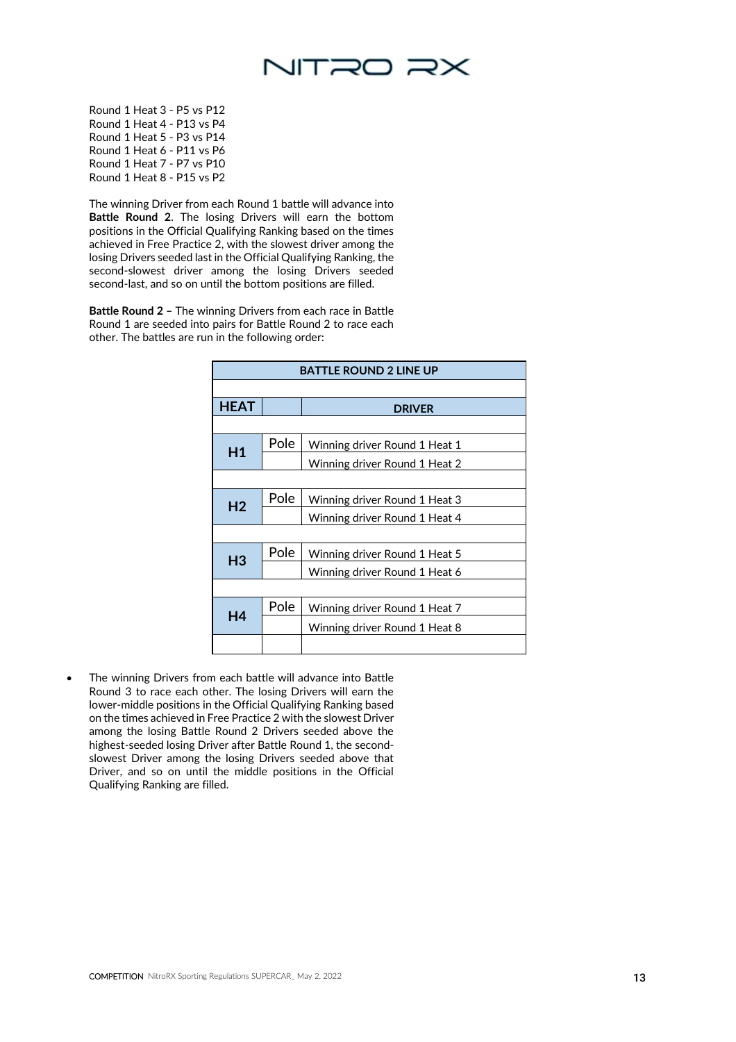Round 1 Heat 3 - P5 vs P12
Round 1 Heat 4 - P13 vs P4
Round 1 Heat 5 - P3 vs P14
Round 1 Heat 6 - P11 vs P6
Round 1 Heat 7 - P7 vs P10
Round 1 Heat 8 - P15 vs P2

The winning Driver from each Round 1 battle will advance into **Battle Round 2**. The losing Drivers will earn the bottom positions in the Official Qualifying Ranking based on the times achieved in Free Practice 2, with the slowest driver among the losing Drivers seeded last in the Official Qualifying Ranking, the second-slowest driver among the losing Drivers seeded second-last, and so on until the bottom positions are filled.

**Battle Round 2 –** The winning Drivers from each race in Battle Round 1 are seeded into pairs for Battle Round 2 to race each other. The battles are run in the following order:

| BATTLE ROUND 2 LINE UP | | |
|---|---|---|
| **HEAT** | | **DRIVER** |
| **H1** | Pole | Winning driver Round 1 Heat 1 |
| | | Winning driver Round 1 Heat 2 |
| **H2** | Pole | Winning driver Round 1 Heat 3 |
| | | Winning driver Round 1 Heat 4 |
| **H3** | Pole | Winning driver Round 1 Heat 5 |
| | | Winning driver Round 1 Heat 6 |
| **H4** | Pole | Winning driver Round 1 Heat 7 |
| | | Winning driver Round 1 Heat 8 |

- The winning Drivers from each battle will advance into Battle Round 3 to race each other. The losing Drivers will earn the lower-middle positions in the Official Qualifying Ranking based on the times achieved in Free Practice 2 with the slowest Driver among the losing Battle Round 2 Drivers seeded above the highest-seeded losing Driver after Battle Round 1, the second-slowest Driver among the losing Drivers seeded above that Driver, and so on until the middle positions in the Official Qualifying Ranking are filled.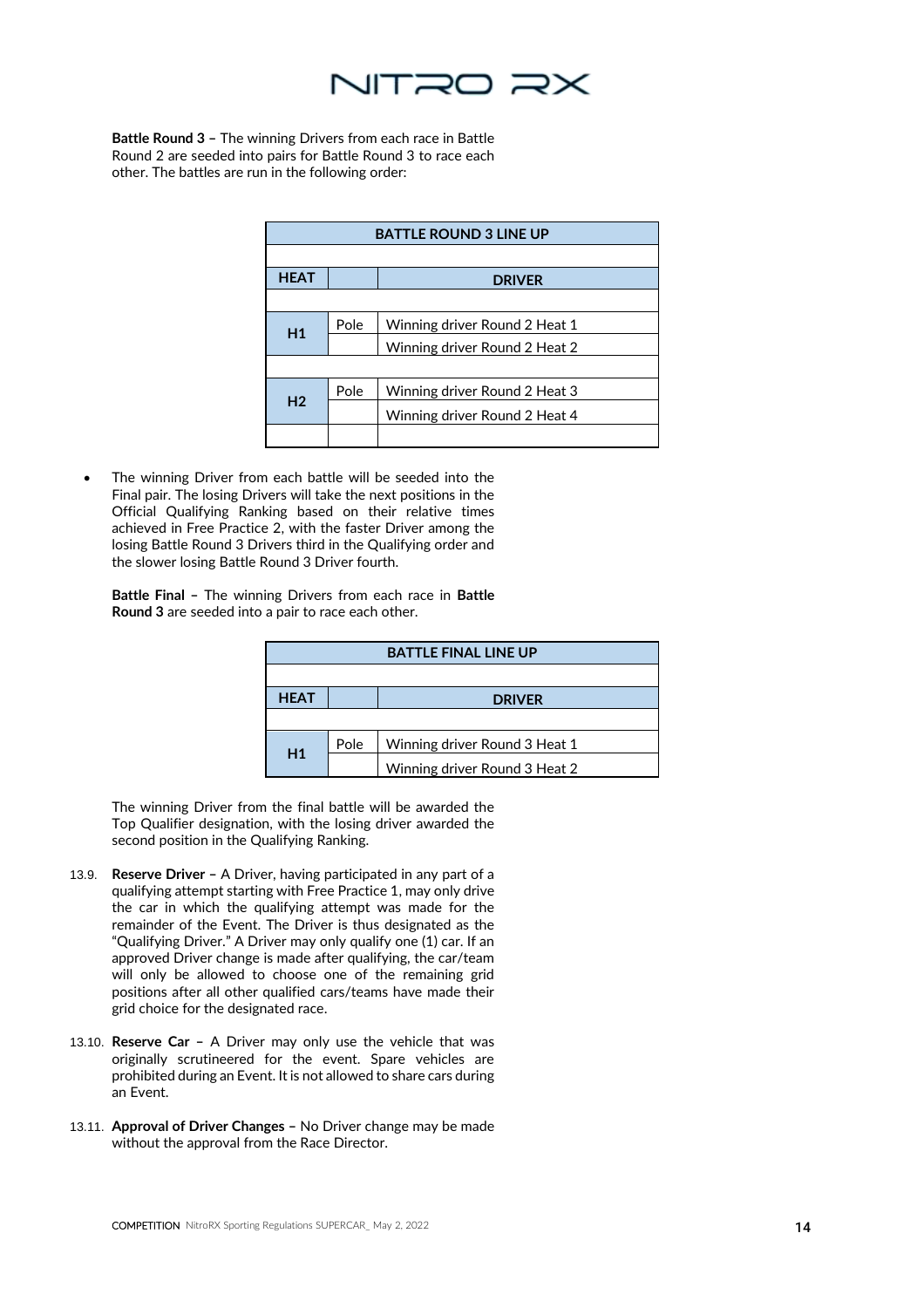**Battle Round 3 –** The winning Drivers from each race in Battle Round 2 are seeded into pairs for Battle Round 3 to race each other. The battles are run in the following order:

| BATTLE ROUND 3 LINE UP | | |
|---|---|---|
| **HEAT** | | **DRIVER** |
| **H1** | Pole | Winning driver Round 2 Heat 1 |
| | | Winning driver Round 2 Heat 2 |
| **H2** | Pole | Winning driver Round 2 Heat 3 |
| | | Winning driver Round 2 Heat 4 |

- The winning Driver from each battle will be seeded into the Final pair. The losing Drivers will take the next positions in the Official Qualifying Ranking based on their relative times achieved in Free Practice 2, with the faster Driver among the losing Battle Round 3 Drivers third in the Qualifying order and the slower losing Battle Round 3 Driver fourth.

**Battle Final –** The winning Drivers from each race in **Battle Round 3** are seeded into a pair to race each other.

| BATTLE FINAL LINE UP | | |
|---|---|---|
| **HEAT** | | **DRIVER** |
| **H1** | Pole | Winning driver Round 3 Heat 1 |
| | | Winning driver Round 3 Heat 2 |

The winning Driver from the final battle will be awarded the Top Qualifier designation, with the losing driver awarded the second position in the Qualifying Ranking.

13.9. **Reserve Driver –** A Driver, having participated in any part of a qualifying attempt starting with Free Practice 1, may only drive the car in which the qualifying attempt was made for the remainder of the Event. The Driver is thus designated as the "Qualifying Driver." A Driver may only qualify one (1) car. If an approved Driver change is made after qualifying, the car/team will only be allowed to choose one of the remaining grid positions after all other qualified cars/teams have made their grid choice for the designated race.

13.10. **Reserve Car –** A Driver may only use the vehicle that was originally scrutineered for the event. Spare vehicles are prohibited during an Event. It is not allowed to share cars during an Event.

13.11. **Approval of Driver Changes –** No Driver change may be made without the approval from the Race Director.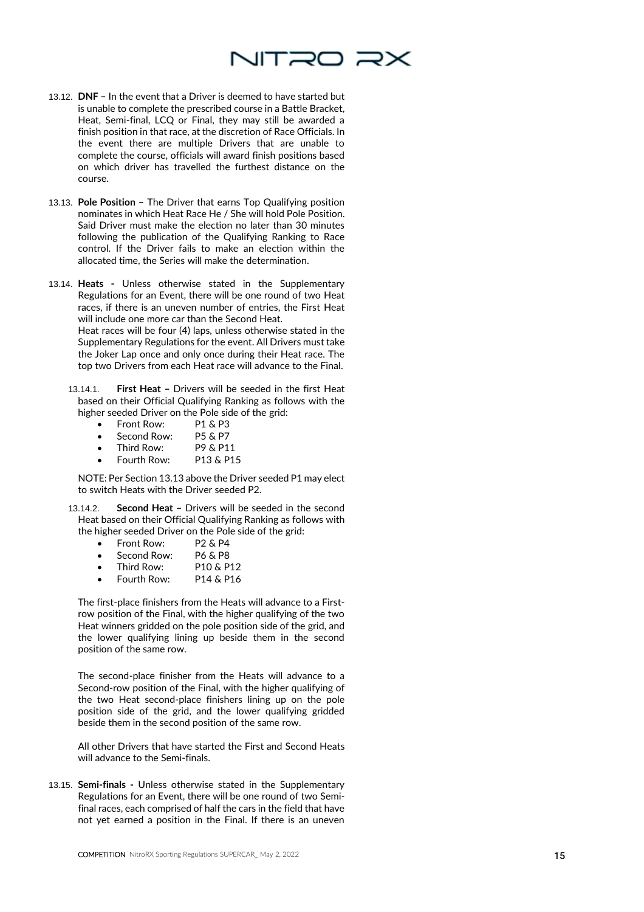13.12. **DNF –** In the event that a Driver is deemed to have started but is unable to complete the prescribed course in a Battle Bracket, Heat, Semi-final, LCQ or Final, they may still be awarded a finish position in that race, at the discretion of Race Officials. In the event there are multiple Drivers that are unable to complete the course, officials will award finish positions based on which driver has travelled the furthest distance on the course.

13.13. **Pole Position –** The Driver that earns Top Qualifying position nominates in which Heat Race He / She will hold Pole Position. Said Driver must make the election no later than 30 minutes following the publication of the Qualifying Ranking to Race control. If the Driver fails to make an election within the allocated time, the Series will make the determination.

13.14. **Heats -** Unless otherwise stated in the Supplementary Regulations for an Event, there will be one round of two Heat races, if there is an uneven number of entries, the First Heat will include one more car than the Second Heat.
Heat races will be four (4) laps, unless otherwise stated in the Supplementary Regulations for the event. All Drivers must take the Joker Lap once and only once during their Heat race. The top two Drivers from each Heat race will advance to the Final.

13.14.1. **First Heat –** Drivers will be seeded in the first Heat based on their Official Qualifying Ranking as follows with the higher seeded Driver on the Pole side of the grid:

- Front Row: P1 & P3
- Second Row: P5 & P7
- Third Row: P9 & P11
- Fourth Row: P13 & P15

NOTE: Per Section 13.13 above the Driver seeded P1 may elect to switch Heats with the Driver seeded P2.

13.14.2. **Second Heat –** Drivers will be seeded in the second Heat based on their Official Qualifying Ranking as follows with the higher seeded Driver on the Pole side of the grid:

- Front Row: P2 & P4
- Second Row: P6 & P8
- Third Row: P10 & P12
- Fourth Row: P14 & P16

The first-place finishers from the Heats will advance to a First-row position of the Final, with the higher qualifying of the two Heat winners gridded on the pole position side of the grid, and the lower qualifying lining up beside them in the second position of the same row.

The second-place finisher from the Heats will advance to a Second-row position of the Final, with the higher qualifying of the two Heat second-place finishers lining up on the pole position side of the grid, and the lower qualifying gridded beside them in the second position of the same row.

All other Drivers that have started the First and Second Heats will advance to the Semi-finals.

13.15. **Semi-finals -** Unless otherwise stated in the Supplementary Regulations for an Event, there will be one round of two Semi-final races, each comprised of half the cars in the field that have not yet earned a position in the Final. If there is an uneven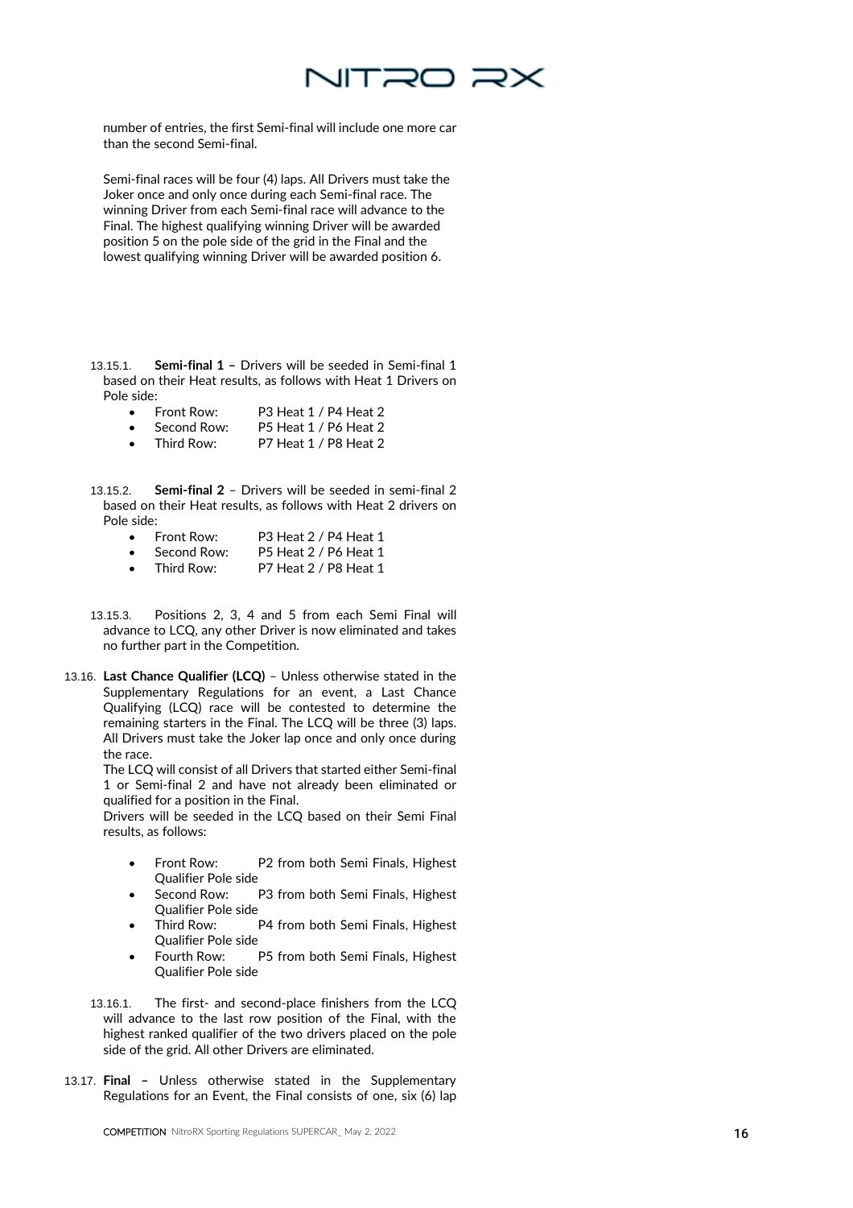number of entries, the first Semi-final will include one more car than the second Semi-final.

Semi-final races will be four (4) laps. All Drivers must take the Joker once and only once during each Semi-final race. The winning Driver from each Semi-final race will advance to the Final. The highest qualifying winning Driver will be awarded position 5 on the pole side of the grid in the Final and the lowest qualifying winning Driver will be awarded position 6.

13.15.1. **Semi-final 1 –** Drivers will be seeded in Semi-final 1 based on their Heat results, as follows with Heat 1 Drivers on Pole side:

- Front Row: P3 Heat 1 / P4 Heat 2
- Second Row: P5 Heat 1 / P6 Heat 2
- Third Row: P7 Heat 1 / P8 Heat 2

13.15.2. **Semi-final 2** – Drivers will be seeded in semi-final 2 based on their Heat results, as follows with Heat 2 drivers on Pole side:

- Front Row: P3 Heat 2 / P4 Heat 1
- Second Row: P5 Heat 2 / P6 Heat 1
- Third Row: P7 Heat 2 / P8 Heat 1

13.15.3. Positions 2, 3, 4 and 5 from each Semi Final will advance to LCQ, any other Driver is now eliminated and takes no further part in the Competition.

13.16. **Last Chance Qualifier (LCQ)** – Unless otherwise stated in the Supplementary Regulations for an event, a Last Chance Qualifying (LCQ) race will be contested to determine the remaining starters in the Final. The LCQ will be three (3) laps. All Drivers must take the Joker lap once and only once during the race.

The LCQ will consist of all Drivers that started either Semi-final 1 or Semi-final 2 and have not already been eliminated or qualified for a position in the Final.

Drivers will be seeded in the LCQ based on their Semi Final results, as follows:

- Front Row: P2 from both Semi Finals, Highest Qualifier Pole side
- Second Row: P3 from both Semi Finals, Highest Qualifier Pole side
- Third Row: P4 from both Semi Finals, Highest Qualifier Pole side
- Fourth Row: P5 from both Semi Finals, Highest Qualifier Pole side

13.16.1. The first- and second-place finishers from the LCQ will advance to the last row position of the Final, with the highest ranked qualifier of the two drivers placed on the pole side of the grid. All other Drivers are eliminated.

13.17. **Final –** Unless otherwise stated in the Supplementary Regulations for an Event, the Final consists of one, six (6) lap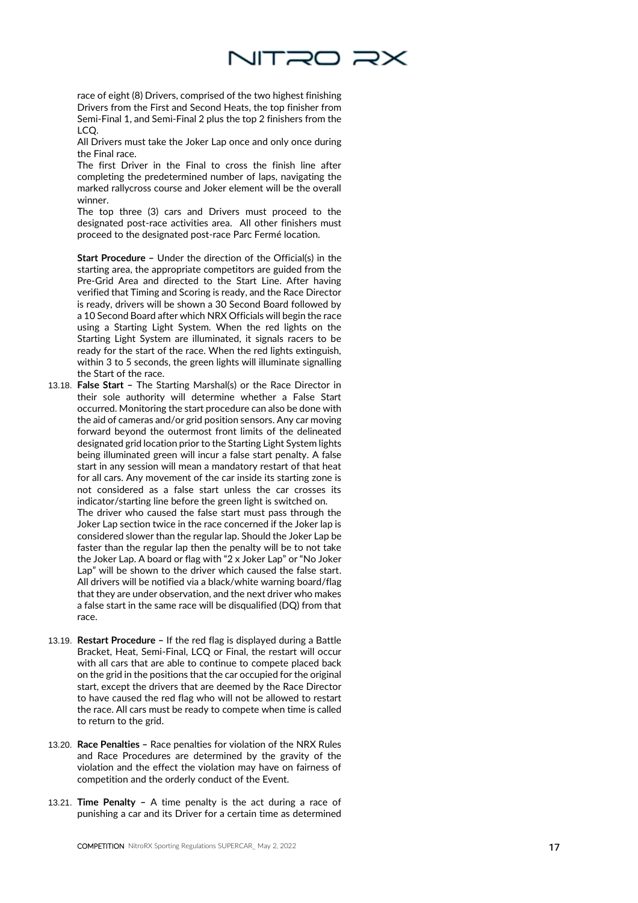race of eight (8) Drivers, comprised of the two highest finishing Drivers from the First and Second Heats, the top finisher from Semi-Final 1, and Semi-Final 2 plus the top 2 finishers from the LCQ.

All Drivers must take the Joker Lap once and only once during the Final race.

The first Driver in the Final to cross the finish line after completing the predetermined number of laps, navigating the marked rallycross course and Joker element will be the overall winner.

The top three (3) cars and Drivers must proceed to the designated post-race activities area. All other finishers must proceed to the designated post-race Parc Fermé location.

**Start Procedure –** Under the direction of the Official(s) in the starting area, the appropriate competitors are guided from the Pre-Grid Area and directed to the Start Line. After having verified that Timing and Scoring is ready, and the Race Director is ready, drivers will be shown a 30 Second Board followed by a 10 Second Board after which NRX Officials will begin the race using a Starting Light System. When the red lights on the Starting Light System are illuminated, it signals racers to be ready for the start of the race. When the red lights extinguish, within 3 to 5 seconds, the green lights will illuminate signalling the Start of the race.

13.18. **False Start –** The Starting Marshal(s) or the Race Director in their sole authority will determine whether a False Start occurred. Monitoring the start procedure can also be done with the aid of cameras and/or grid position sensors. Any car moving forward beyond the outermost front limits of the delineated designated grid location prior to the Starting Light System lights being illuminated green will incur a false start penalty. A false start in any session will mean a mandatory restart of that heat for all cars. Any movement of the car inside its starting zone is not considered as a false start unless the car crosses its indicator/starting line before the green light is switched on.

The driver who caused the false start must pass through the Joker Lap section twice in the race concerned if the Joker lap is considered slower than the regular lap. Should the Joker Lap be faster than the regular lap then the penalty will be to not take the Joker Lap. A board or flag with "2 x Joker Lap" or "No Joker Lap" will be shown to the driver which caused the false start. All drivers will be notified via a black/white warning board/flag that they are under observation, and the next driver who makes a false start in the same race will be disqualified (DQ) from that race.

13.19. **Restart Procedure –** If the red flag is displayed during a Battle Bracket, Heat, Semi-Final, LCQ or Final, the restart will occur with all cars that are able to continue to compete placed back on the grid in the positions that the car occupied for the original start, except the drivers that are deemed by the Race Director to have caused the red flag who will not be allowed to restart the race. All cars must be ready to compete when time is called to return to the grid.

13.20. **Race Penalties –** Race penalties for violation of the NRX Rules and Race Procedures are determined by the gravity of the violation and the effect the violation may have on fairness of competition and the orderly conduct of the Event.

13.21. **Time Penalty –** A time penalty is the act during a race of punishing a car and its Driver for a certain time as determined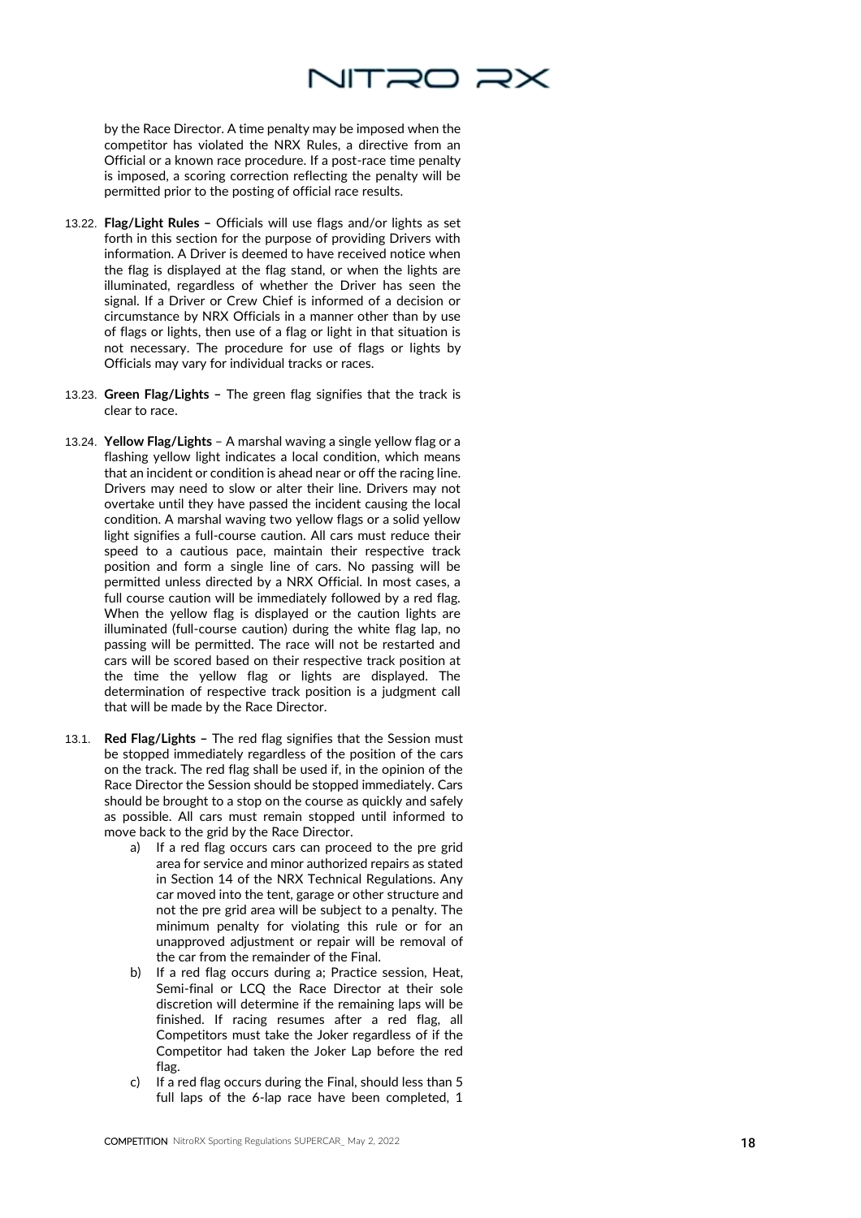by the Race Director. A time penalty may be imposed when the competitor has violated the NRX Rules, a directive from an Official or a known race procedure. If a post-race time penalty is imposed, a scoring correction reflecting the penalty will be permitted prior to the posting of official race results.

13.22. **Flag/Light Rules –** Officials will use flags and/or lights as set forth in this section for the purpose of providing Drivers with information. A Driver is deemed to have received notice when the flag is displayed at the flag stand, or when the lights are illuminated, regardless of whether the Driver has seen the signal. If a Driver or Crew Chief is informed of a decision or circumstance by NRX Officials in a manner other than by use of flags or lights, then use of a flag or light in that situation is not necessary. The procedure for use of flags or lights by Officials may vary for individual tracks or races.

13.23. **Green Flag/Lights –** The green flag signifies that the track is clear to race.

13.24. **Yellow Flag/Lights** – A marshal waving a single yellow flag or a flashing yellow light indicates a local condition, which means that an incident or condition is ahead near or off the racing line. Drivers may need to slow or alter their line. Drivers may not overtake until they have passed the incident causing the local condition. A marshal waving two yellow flags or a solid yellow light signifies a full-course caution. All cars must reduce their speed to a cautious pace, maintain their respective track position and form a single line of cars. No passing will be permitted unless directed by a NRX Official. In most cases, a full course caution will be immediately followed by a red flag. When the yellow flag is displayed or the caution lights are illuminated (full-course caution) during the white flag lap, no passing will be permitted. The race will not be restarted and cars will be scored based on their respective track position at the time the yellow flag or lights are displayed. The determination of respective track position is a judgment call that will be made by the Race Director.

13.1. **Red Flag/Lights –** The red flag signifies that the Session must be stopped immediately regardless of the position of the cars on the track. The red flag shall be used if, in the opinion of the Race Director the Session should be stopped immediately. Cars should be brought to a stop on the course as quickly and safely as possible. All cars must remain stopped until informed to move back to the grid by the Race Director.

a) If a red flag occurs cars can proceed to the pre grid area for service and minor authorized repairs as stated in Section 14 of the NRX Technical Regulations. Any car moved into the tent, garage or other structure and not the pre grid area will be subject to a penalty. The minimum penalty for violating this rule or for an unapproved adjustment or repair will be removal of the car from the remainder of the Final.

b) If a red flag occurs during a; Practice session, Heat, Semi-final or LCQ the Race Director at their sole discretion will determine if the remaining laps will be finished. If racing resumes after a red flag, all Competitors must take the Joker regardless of if the Competitor had taken the Joker Lap before the red flag.

c) If a red flag occurs during the Final, should less than 5 full laps of the 6-lap race have been completed, 1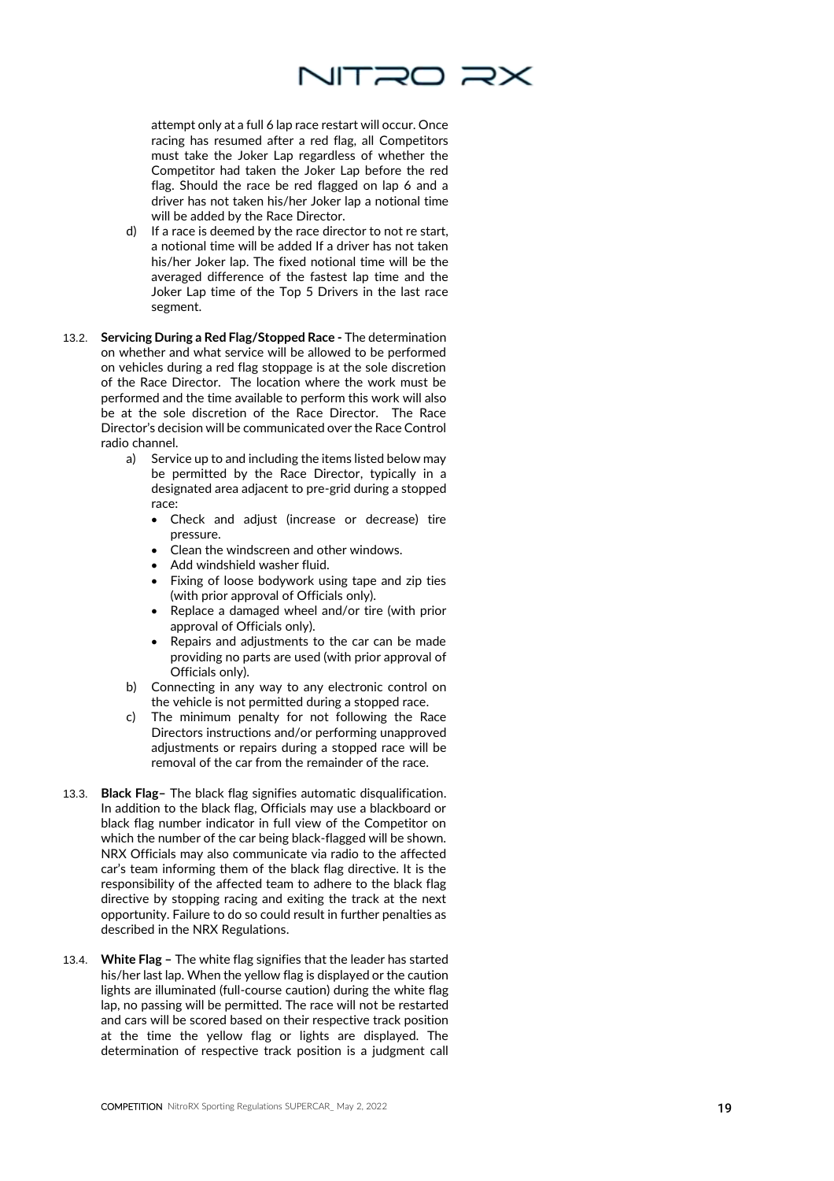attempt only at a full 6 lap race restart will occur. Once racing has resumed after a red flag, all Competitors must take the Joker Lap regardless of whether the Competitor had taken the Joker Lap before the red flag. Should the race be red flagged on lap 6 and a driver has not taken his/her Joker lap a notional time will be added by the Race Director.

d) If a race is deemed by the race director to not re start, a notional time will be added If a driver has not taken his/her Joker lap. The fixed notional time will be the averaged difference of the fastest lap time and the Joker Lap time of the Top 5 Drivers in the last race segment.

13.2. **Servicing During a Red Flag/Stopped Race -** The determination on whether and what service will be allowed to be performed on vehicles during a red flag stoppage is at the sole discretion of the Race Director. The location where the work must be performed and the time available to perform this work will also be at the sole discretion of the Race Director. The Race Director's decision will be communicated over the Race Control radio channel.

a) Service up to and including the items listed below may be permitted by the Race Director, typically in a designated area adjacent to pre-grid during a stopped race:
- Check and adjust (increase or decrease) tire pressure.
- Clean the windscreen and other windows.
- Add windshield washer fluid.
- Fixing of loose bodywork using tape and zip ties (with prior approval of Officials only).
- Replace a damaged wheel and/or tire (with prior approval of Officials only).
- Repairs and adjustments to the car can be made providing no parts are used (with prior approval of Officials only).

b) Connecting in any way to any electronic control on the vehicle is not permitted during a stopped race.

c) The minimum penalty for not following the Race Directors instructions and/or performing unapproved adjustments or repairs during a stopped race will be removal of the car from the remainder of the race.

13.3. **Black Flag–** The black flag signifies automatic disqualification. In addition to the black flag, Officials may use a blackboard or black flag number indicator in full view of the Competitor on which the number of the car being black-flagged will be shown. NRX Officials may also communicate via radio to the affected car's team informing them of the black flag directive. It is the responsibility of the affected team to adhere to the black flag directive by stopping racing and exiting the track at the next opportunity. Failure to do so could result in further penalties as described in the NRX Regulations.

13.4. **White Flag –** The white flag signifies that the leader has started his/her last lap. When the yellow flag is displayed or the caution lights are illuminated (full-course caution) during the white flag lap, no passing will be permitted. The race will not be restarted and cars will be scored based on their respective track position at the time the yellow flag or lights are displayed. The determination of respective track position is a judgment call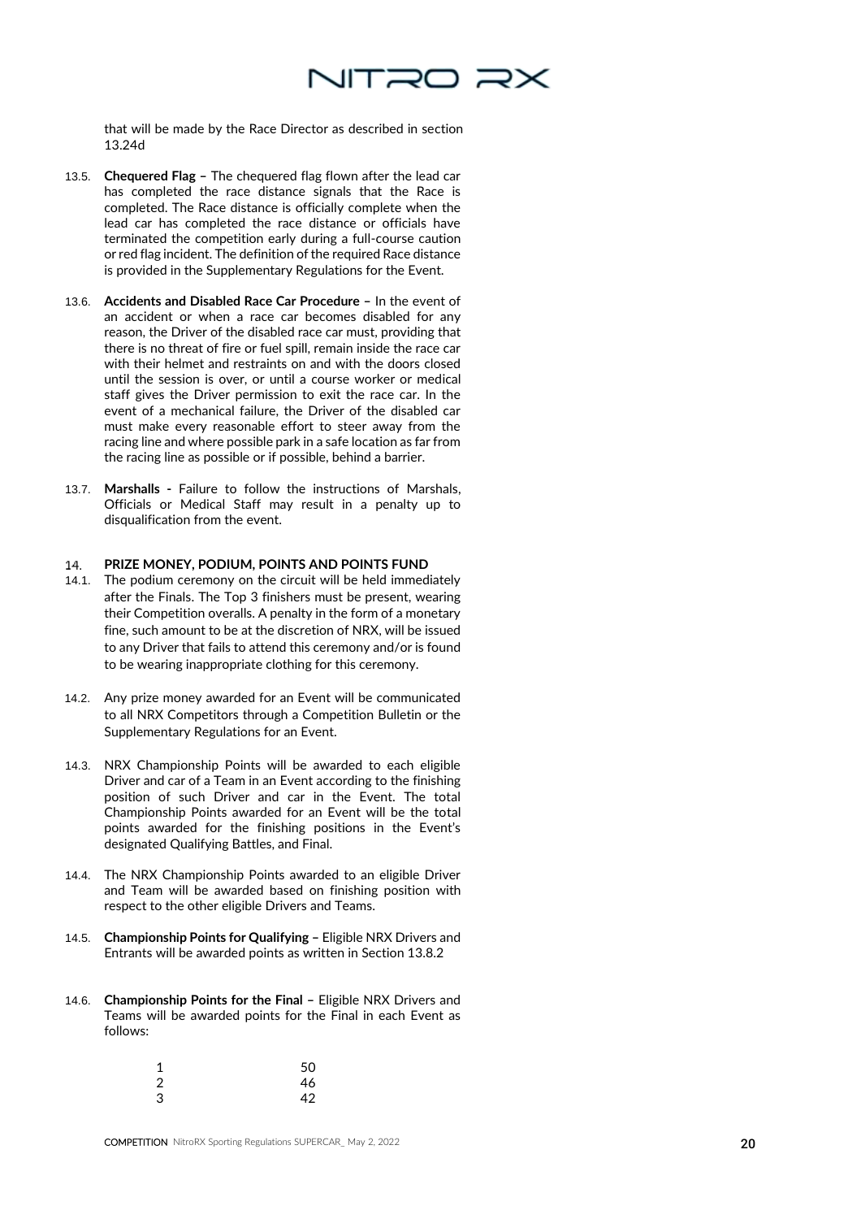that will be made by the Race Director as described in section 13.24d

13.5. **Chequered Flag –** The chequered flag flown after the lead car has completed the race distance signals that the Race is completed. The Race distance is officially complete when the lead car has completed the race distance or officials have terminated the competition early during a full-course caution or red flag incident. The definition of the required Race distance is provided in the Supplementary Regulations for the Event.

13.6. **Accidents and Disabled Race Car Procedure –** In the event of an accident or when a race car becomes disabled for any reason, the Driver of the disabled race car must, providing that there is no threat of fire or fuel spill, remain inside the race car with their helmet and restraints on and with the doors closed until the session is over, or until a course worker or medical staff gives the Driver permission to exit the race car. In the event of a mechanical failure, the Driver of the disabled car must make every reasonable effort to steer away from the racing line and where possible park in a safe location as far from the racing line as possible or if possible, behind a barrier.

13.7. **Marshalls -** Failure to follow the instructions of Marshals, Officials or Medical Staff may result in a penalty up to disqualification from the event.

## 14. PRIZE MONEY, PODIUM, POINTS AND POINTS FUND

14.1. The podium ceremony on the circuit will be held immediately after the Finals. The Top 3 finishers must be present, wearing their Competition overalls. A penalty in the form of a monetary fine, such amount to be at the discretion of NRX, will be issued to any Driver that fails to attend this ceremony and/or is found to be wearing inappropriate clothing for this ceremony.

14.2. Any prize money awarded for an Event will be communicated to all NRX Competitors through a Competition Bulletin or the Supplementary Regulations for an Event.

14.3. NRX Championship Points will be awarded to each eligible Driver and car of a Team in an Event according to the finishing position of such Driver and car in the Event. The total Championship Points awarded for an Event will be the total points awarded for the finishing positions in the Event's designated Qualifying Battles, and Final.

14.4. The NRX Championship Points awarded to an eligible Driver and Team will be awarded based on finishing position with respect to the other eligible Drivers and Teams.

14.5. **Championship Points for Qualifying –** Eligible NRX Drivers and Entrants will be awarded points as written in Section 13.8.2

14.6. **Championship Points for the Final –** Eligible NRX Drivers and Teams will be awarded points for the Final in each Event as follows:

| | |
|---|---|
| 1 | 50 |
| 2 | 46 |
| 3 | 42 |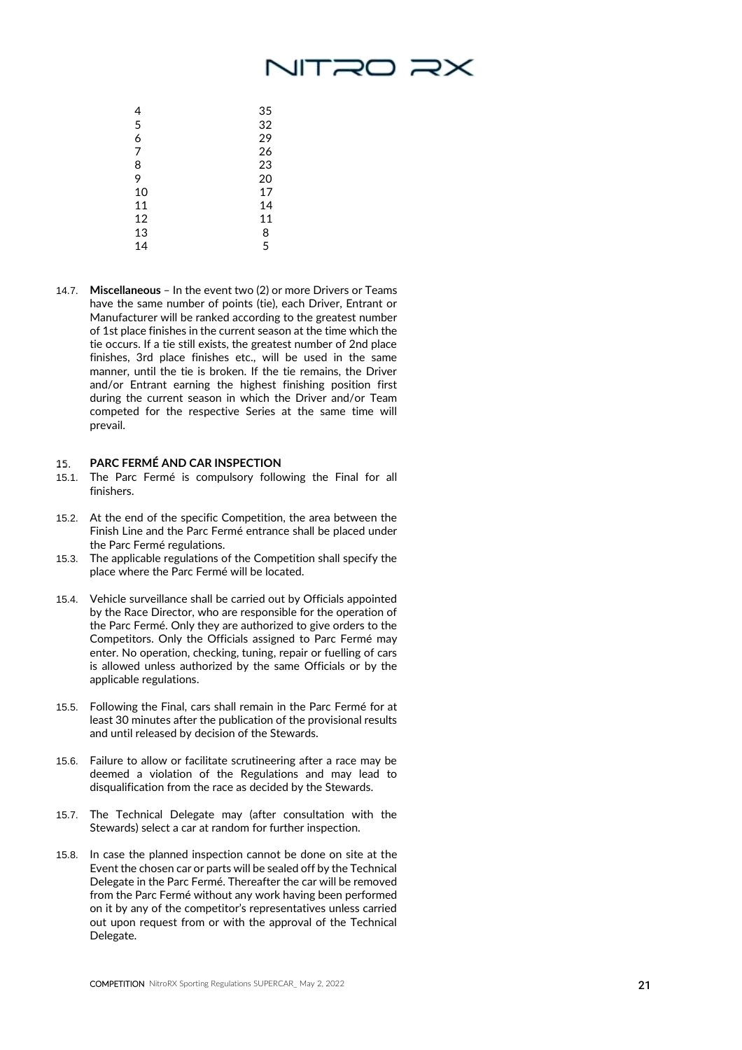| | |
|---|---|
| 4 | 35 |
| 5 | 32 |
| 6 | 29 |
| 7 | 26 |
| 8 | 23 |
| 9 | 20 |
| 10 | 17 |
| 11 | 14 |
| 12 | 11 |
| 13 | 8 |
| 14 | 5 |

14.7. **Miscellaneous** – In the event two (2) or more Drivers or Teams have the same number of points (tie), each Driver, Entrant or Manufacturer will be ranked according to the greatest number of 1st place finishes in the current season at the time which the tie occurs. If a tie still exists, the greatest number of 2nd place finishes, 3rd place finishes etc., will be used in the same manner, until the tie is broken. If the tie remains, the Driver and/or Entrant earning the highest finishing position first during the current season in which the Driver and/or Team competed for the respective Series at the same time will prevail.

## 15. PARC FERMÉ AND CAR INSPECTION

15.1. The Parc Fermé is compulsory following the Final for all finishers.

15.2. At the end of the specific Competition, the area between the Finish Line and the Parc Fermé entrance shall be placed under the Parc Fermé regulations.

15.3. The applicable regulations of the Competition shall specify the place where the Parc Fermé will be located.

15.4. Vehicle surveillance shall be carried out by Officials appointed by the Race Director, who are responsible for the operation of the Parc Fermé. Only they are authorized to give orders to the Competitors. Only the Officials assigned to Parc Fermé may enter. No operation, checking, tuning, repair or fuelling of cars is allowed unless authorized by the same Officials or by the applicable regulations.

15.5. Following the Final, cars shall remain in the Parc Fermé for at least 30 minutes after the publication of the provisional results and until released by decision of the Stewards.

15.6. Failure to allow or facilitate scrutineering after a race may be deemed a violation of the Regulations and may lead to disqualification from the race as decided by the Stewards.

15.7. The Technical Delegate may (after consultation with the Stewards) select a car at random for further inspection.

15.8. In case the planned inspection cannot be done on site at the Event the chosen car or parts will be sealed off by the Technical Delegate in the Parc Fermé. Thereafter the car will be removed from the Parc Fermé without any work having been performed on it by any of the competitor's representatives unless carried out upon request from or with the approval of the Technical Delegate.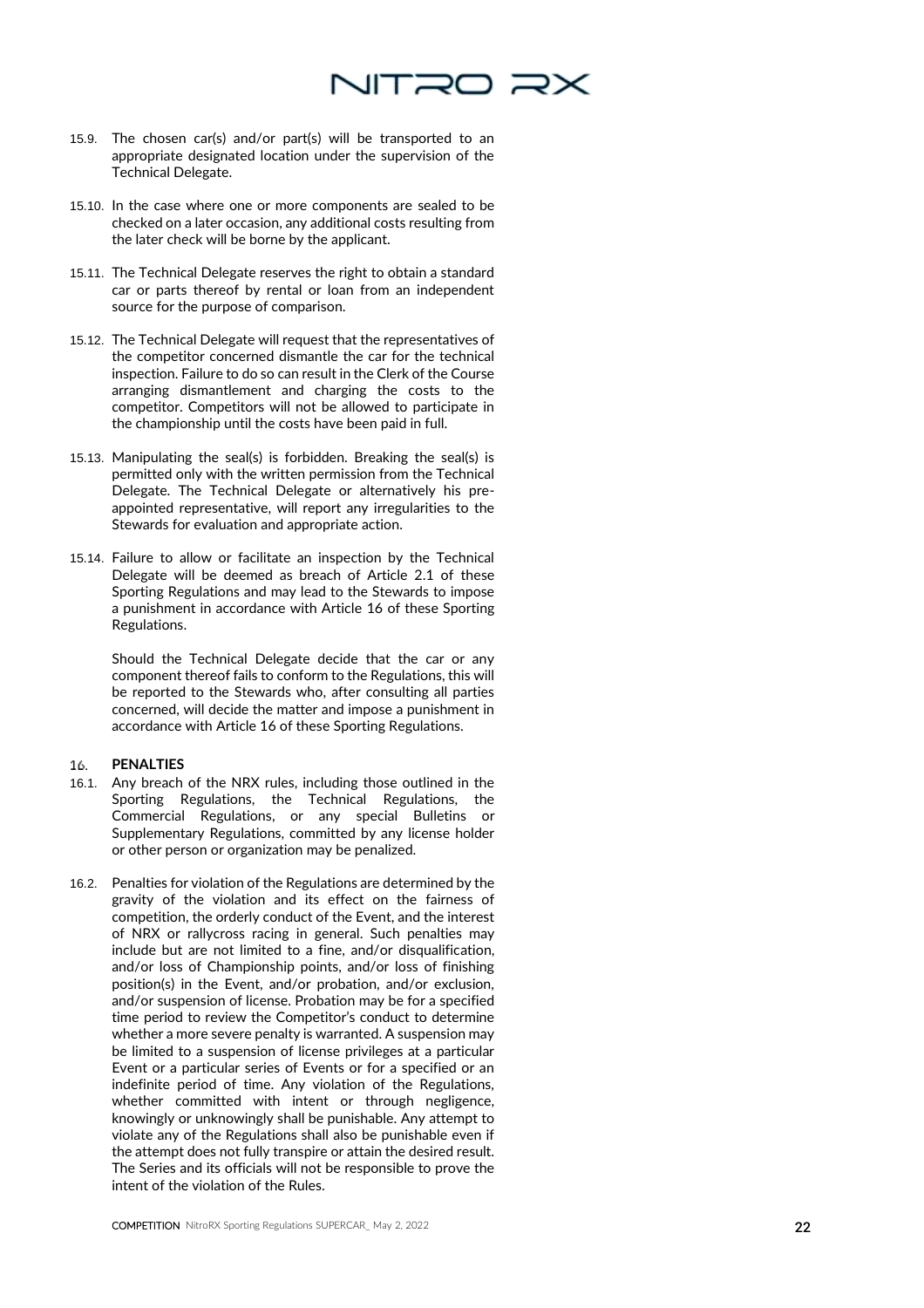15.9. The chosen car(s) and/or part(s) will be transported to an appropriate designated location under the supervision of the Technical Delegate.

15.10. In the case where one or more components are sealed to be checked on a later occasion, any additional costs resulting from the later check will be borne by the applicant.

15.11. The Technical Delegate reserves the right to obtain a standard car or parts thereof by rental or loan from an independent source for the purpose of comparison.

15.12. The Technical Delegate will request that the representatives of the competitor concerned dismantle the car for the technical inspection. Failure to do so can result in the Clerk of the Course arranging dismantlement and charging the costs to the competitor. Competitors will not be allowed to participate in the championship until the costs have been paid in full.

15.13. Manipulating the seal(s) is forbidden. Breaking the seal(s) is permitted only with the written permission from the Technical Delegate. The Technical Delegate or alternatively his pre-appointed representative, will report any irregularities to the Stewards for evaluation and appropriate action.

15.14. Failure to allow or facilitate an inspection by the Technical Delegate will be deemed as breach of Article 2.1 of these Sporting Regulations and may lead to the Stewards to impose a punishment in accordance with Article 16 of these Sporting Regulations.

Should the Technical Delegate decide that the car or any component thereof fails to conform to the Regulations, this will be reported to the Stewards who, after consulting all parties concerned, will decide the matter and impose a punishment in accordance with Article 16 of these Sporting Regulations.

## 16. PENALTIES

16.1. Any breach of the NRX rules, including those outlined in the Sporting Regulations, the Technical Regulations, the Commercial Regulations, or any special Bulletins or Supplementary Regulations, committed by any license holder or other person or organization may be penalized.

16.2. Penalties for violation of the Regulations are determined by the gravity of the violation and its effect on the fairness of competition, the orderly conduct of the Event, and the interest of NRX or rallycross racing in general. Such penalties may include but are not limited to a fine, and/or disqualification, and/or loss of Championship points, and/or loss of finishing position(s) in the Event, and/or probation, and/or exclusion, and/or suspension of license. Probation may be for a specified time period to review the Competitor's conduct to determine whether a more severe penalty is warranted. A suspension may be limited to a suspension of license privileges at a particular Event or a particular series of Events or for a specified or an indefinite period of time. Any violation of the Regulations, whether committed with intent or through negligence, knowingly or unknowingly shall be punishable. Any attempt to violate any of the Regulations shall also be punishable even if the attempt does not fully transpire or attain the desired result. The Series and its officials will not be responsible to prove the intent of the violation of the Rules.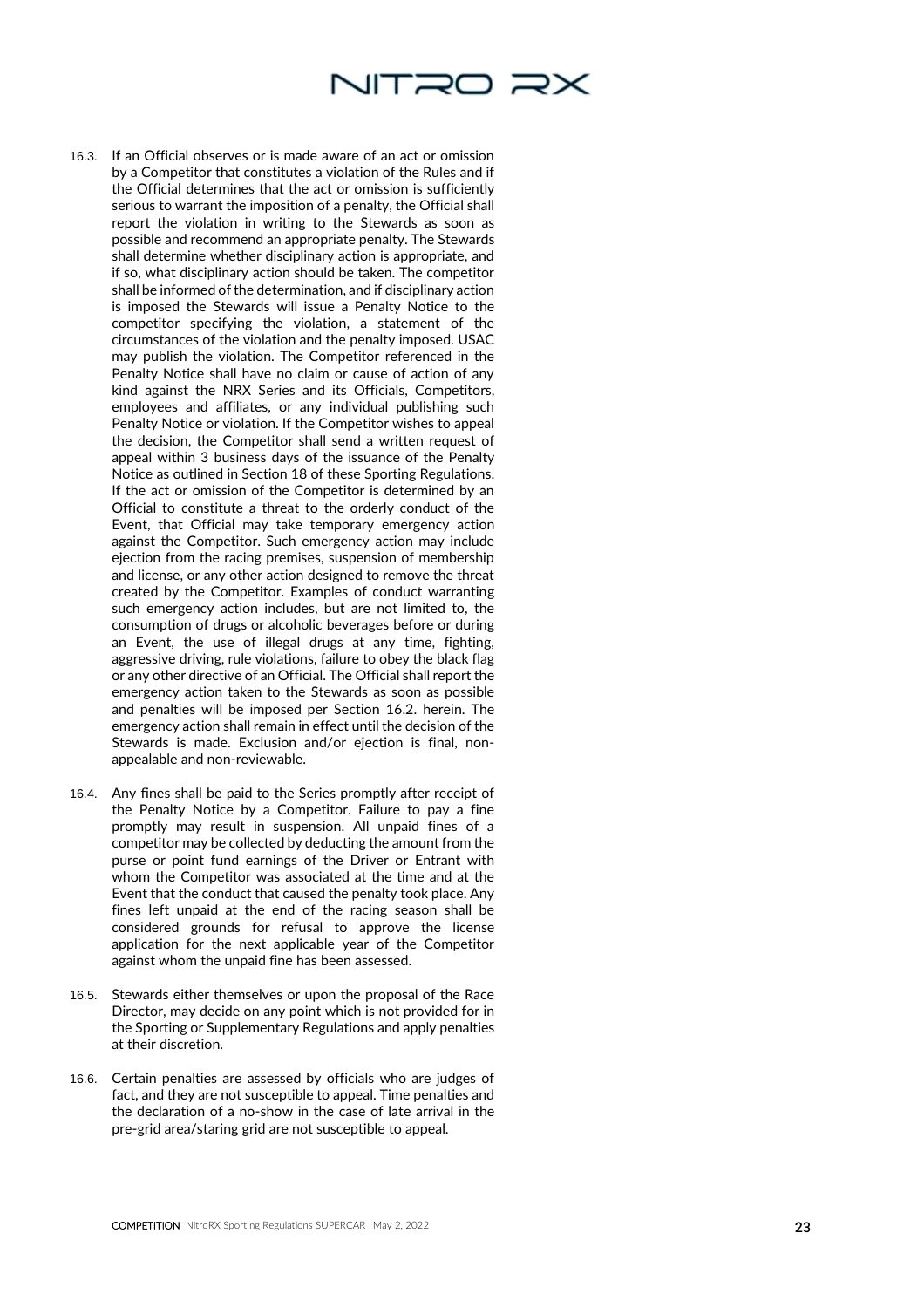16.3. If an Official observes or is made aware of an act or omission by a Competitor that constitutes a violation of the Rules and if the Official determines that the act or omission is sufficiently serious to warrant the imposition of a penalty, the Official shall report the violation in writing to the Stewards as soon as possible and recommend an appropriate penalty. The Stewards shall determine whether disciplinary action is appropriate, and if so, what disciplinary action should be taken. The competitor shall be informed of the determination, and if disciplinary action is imposed the Stewards will issue a Penalty Notice to the competitor specifying the violation, a statement of the circumstances of the violation and the penalty imposed. USAC may publish the violation. The Competitor referenced in the Penalty Notice shall have no claim or cause of action of any kind against the NRX Series and its Officials, Competitors, employees and affiliates, or any individual publishing such Penalty Notice or violation. If the Competitor wishes to appeal the decision, the Competitor shall send a written request of appeal within 3 business days of the issuance of the Penalty Notice as outlined in Section 18 of these Sporting Regulations. If the act or omission of the Competitor is determined by an Official to constitute a threat to the orderly conduct of the Event, that Official may take temporary emergency action against the Competitor. Such emergency action may include ejection from the racing premises, suspension of membership and license, or any other action designed to remove the threat created by the Competitor. Examples of conduct warranting such emergency action includes, but are not limited to, the consumption of drugs or alcoholic beverages before or during an Event, the use of illegal drugs at any time, fighting, aggressive driving, rule violations, failure to obey the black flag or any other directive of an Official. The Official shall report the emergency action taken to the Stewards as soon as possible and penalties will be imposed per Section 16.2. herein. The emergency action shall remain in effect until the decision of the Stewards is made. Exclusion and/or ejection is final, non-appealable and non-reviewable.

16.4. Any fines shall be paid to the Series promptly after receipt of the Penalty Notice by a Competitor. Failure to pay a fine promptly may result in suspension. All unpaid fines of a competitor may be collected by deducting the amount from the purse or point fund earnings of the Driver or Entrant with whom the Competitor was associated at the time and at the Event that the conduct that caused the penalty took place. Any fines left unpaid at the end of the racing season shall be considered grounds for refusal to approve the license application for the next applicable year of the Competitor against whom the unpaid fine has been assessed.

16.5. Stewards either themselves or upon the proposal of the Race Director, may decide on any point which is not provided for in the Sporting or Supplementary Regulations and apply penalties at their discretion.

16.6. Certain penalties are assessed by officials who are judges of fact, and they are not susceptible to appeal. Time penalties and the declaration of a no-show in the case of late arrival in the pre-grid area/staring grid are not susceptible to appeal.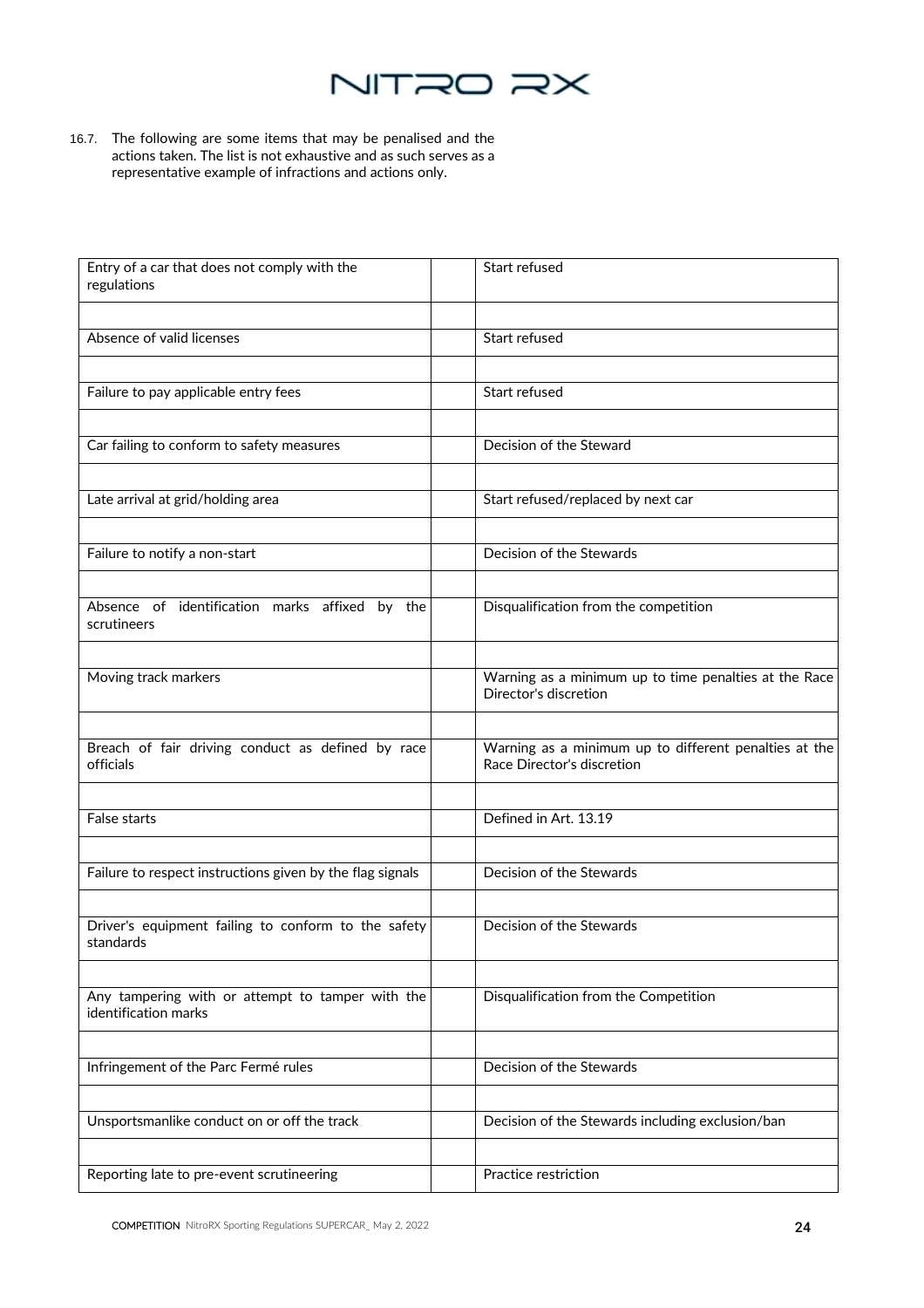16.7. The following are some items that may be penalised and the actions taken. The list is not exhaustive and as such serves as a representative example of infractions and actions only.

| Infraction | | Action |
|---|---|---|
| Entry of a car that does not comply with the regulations | | Start refused |
| Absence of valid licenses | | Start refused |
| Failure to pay applicable entry fees | | Start refused |
| Car failing to conform to safety measures | | Decision of the Steward |
| Late arrival at grid/holding area | | Start refused/replaced by next car |
| Failure to notify a non-start | | Decision of the Stewards |
| Absence of identification marks affixed by the scrutineers | | Disqualification from the competition |
| Moving track markers | | Warning as a minimum up to time penalties at the Race Director's discretion |
| Breach of fair driving conduct as defined by race officials | | Warning as a minimum up to different penalties at the Race Director's discretion |
| False starts | | Defined in Art. 13.19 |
| Failure to respect instructions given by the flag signals | | Decision of the Stewards |
| Driver's equipment failing to conform to the safety standards | | Decision of the Stewards |
| Any tampering with or attempt to tamper with the identification marks | | Disqualification from the Competition |
| Infringement of the Parc Fermé rules | | Decision of the Stewards |
| Unsportsmanlike conduct on or off the track | | Decision of the Stewards including exclusion/ban |
| Reporting late to pre-event scrutineering | | Practice restriction |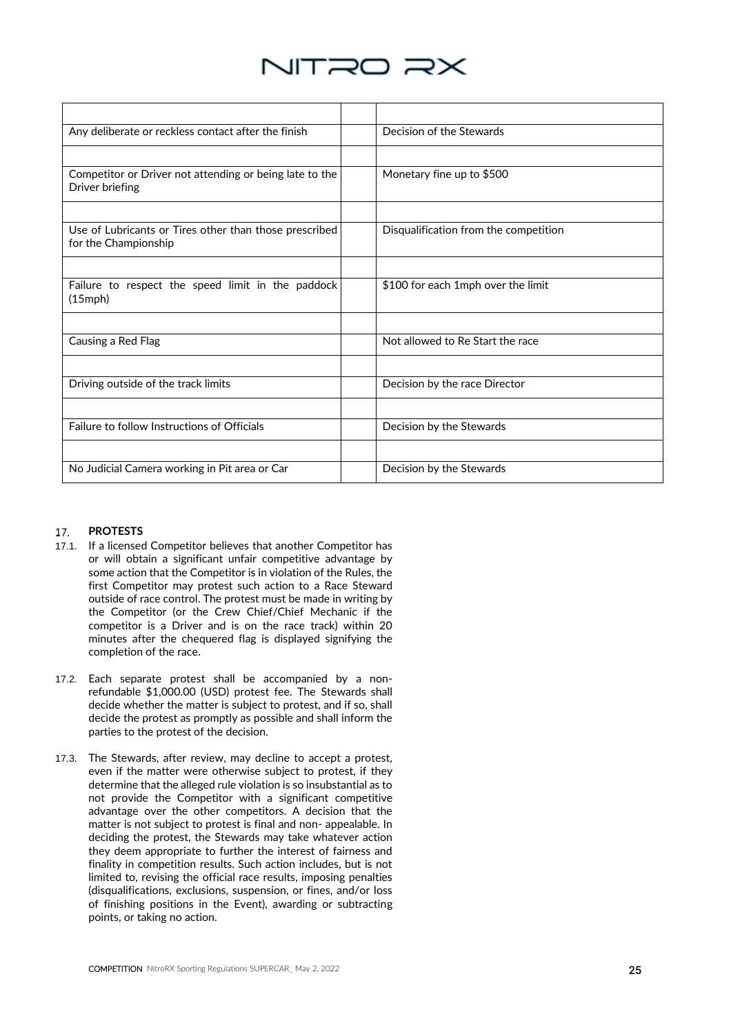| | | |
|---|---|---|
| Any deliberate or reckless contact after the finish | | Decision of the Stewards |
| | | |
| Competitor or Driver not attending or being late to the Driver briefing | | Monetary fine up to $500 |
| | | |
| Use of Lubricants or Tires other than those prescribed for the Championship | | Disqualification from the competition |
| | | |
| Failure to respect the speed limit in the paddock (15mph) | | $100 for each 1mph over the limit |
| | | |
| Causing a Red Flag | | Not allowed to Re Start the race |
| | | |
| Driving outside of the track limits | | Decision by the race Director |
| | | |
| Failure to follow Instructions of Officials | | Decision by the Stewards |
| | | |
| No Judicial Camera working in Pit area or Car | | Decision by the Stewards |

## 17. PROTESTS

17.1. If a licensed Competitor believes that another Competitor has or will obtain a significant unfair competitive advantage by some action that the Competitor is in violation of the Rules, the first Competitor may protest such action to a Race Steward outside of race control. The protest must be made in writing by the Competitor (or the Crew Chief/Chief Mechanic if the competitor is a Driver and is on the race track) within 20 minutes after the chequered flag is displayed signifying the completion of the race.

17.2. Each separate protest shall be accompanied by a non-refundable $1,000.00 (USD) protest fee. The Stewards shall decide whether the matter is subject to protest, and if so, shall decide the protest as promptly as possible and shall inform the parties to the protest of the decision.

17.3. The Stewards, after review, may decline to accept a protest, even if the matter were otherwise subject to protest, if they determine that the alleged rule violation is so insubstantial as to not provide the Competitor with a significant competitive advantage over the other competitors. A decision that the matter is not subject to protest is final and non- appealable. In deciding the protest, the Stewards may take whatever action they deem appropriate to further the interest of fairness and finality in competition results. Such action includes, but is not limited to, revising the official race results, imposing penalties (disqualifications, exclusions, suspension, or fines, and/or loss of finishing positions in the Event), awarding or subtracting points, or taking no action.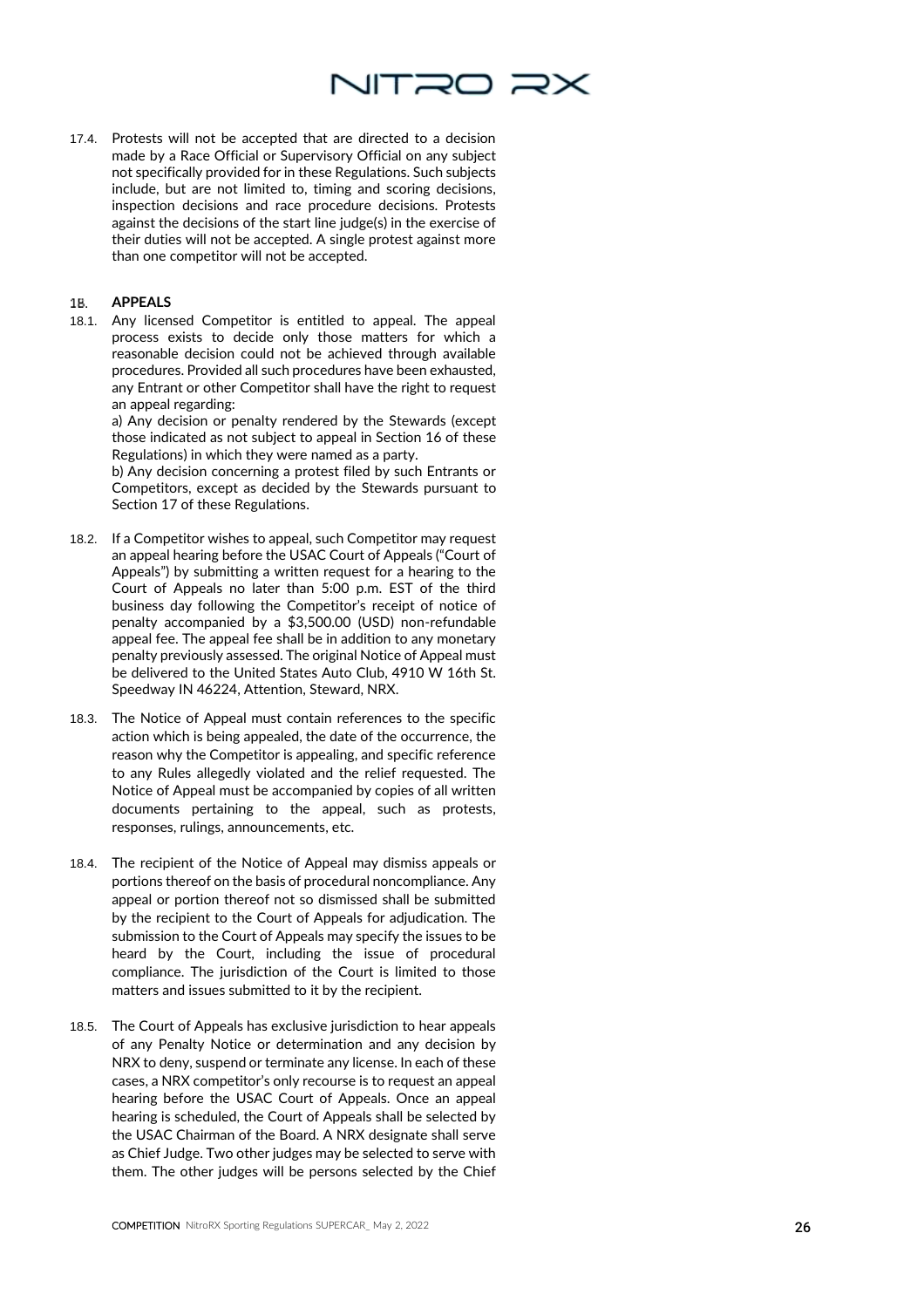17.4. Protests will not be accepted that are directed to a decision made by a Race Official or Supervisory Official on any subject not specifically provided for in these Regulations. Such subjects include, but are not limited to, timing and scoring decisions, inspection decisions and race procedure decisions. Protests against the decisions of the start line judge(s) in the exercise of their duties will not be accepted. A single protest against more than one competitor will not be accepted.

## 18. APPEALS

18.1. Any licensed Competitor is entitled to appeal. The appeal process exists to decide only those matters for which a reasonable decision could not be achieved through available procedures. Provided all such procedures have been exhausted, any Entrant or other Competitor shall have the right to request an appeal regarding:

a) Any decision or penalty rendered by the Stewards (except those indicated as not subject to appeal in Section 16 of these Regulations) in which they were named as a party.

b) Any decision concerning a protest filed by such Entrants or Competitors, except as decided by the Stewards pursuant to Section 17 of these Regulations.

18.2. If a Competitor wishes to appeal, such Competitor may request an appeal hearing before the USAC Court of Appeals ("Court of Appeals") by submitting a written request for a hearing to the Court of Appeals no later than 5:00 p.m. EST of the third business day following the Competitor's receipt of notice of penalty accompanied by a $3,500.00 (USD) non-refundable appeal fee. The appeal fee shall be in addition to any monetary penalty previously assessed. The original Notice of Appeal must be delivered to the United States Auto Club, 4910 W 16th St. Speedway IN 46224, Attention, Steward, NRX.

18.3. The Notice of Appeal must contain references to the specific action which is being appealed, the date of the occurrence, the reason why the Competitor is appealing, and specific reference to any Rules allegedly violated and the relief requested. The Notice of Appeal must be accompanied by copies of all written documents pertaining to the appeal, such as protests, responses, rulings, announcements, etc.

18.4. The recipient of the Notice of Appeal may dismiss appeals or portions thereof on the basis of procedural noncompliance. Any appeal or portion thereof not so dismissed shall be submitted by the recipient to the Court of Appeals for adjudication. The submission to the Court of Appeals may specify the issues to be heard by the Court, including the issue of procedural compliance. The jurisdiction of the Court is limited to those matters and issues submitted to it by the recipient.

18.5. The Court of Appeals has exclusive jurisdiction to hear appeals of any Penalty Notice or determination and any decision by NRX to deny, suspend or terminate any license. In each of these cases, a NRX competitor's only recourse is to request an appeal hearing before the USAC Court of Appeals. Once an appeal hearing is scheduled, the Court of Appeals shall be selected by the USAC Chairman of the Board. A NRX designate shall serve as Chief Judge. Two other judges may be selected to serve with them. The other judges will be persons selected by the Chief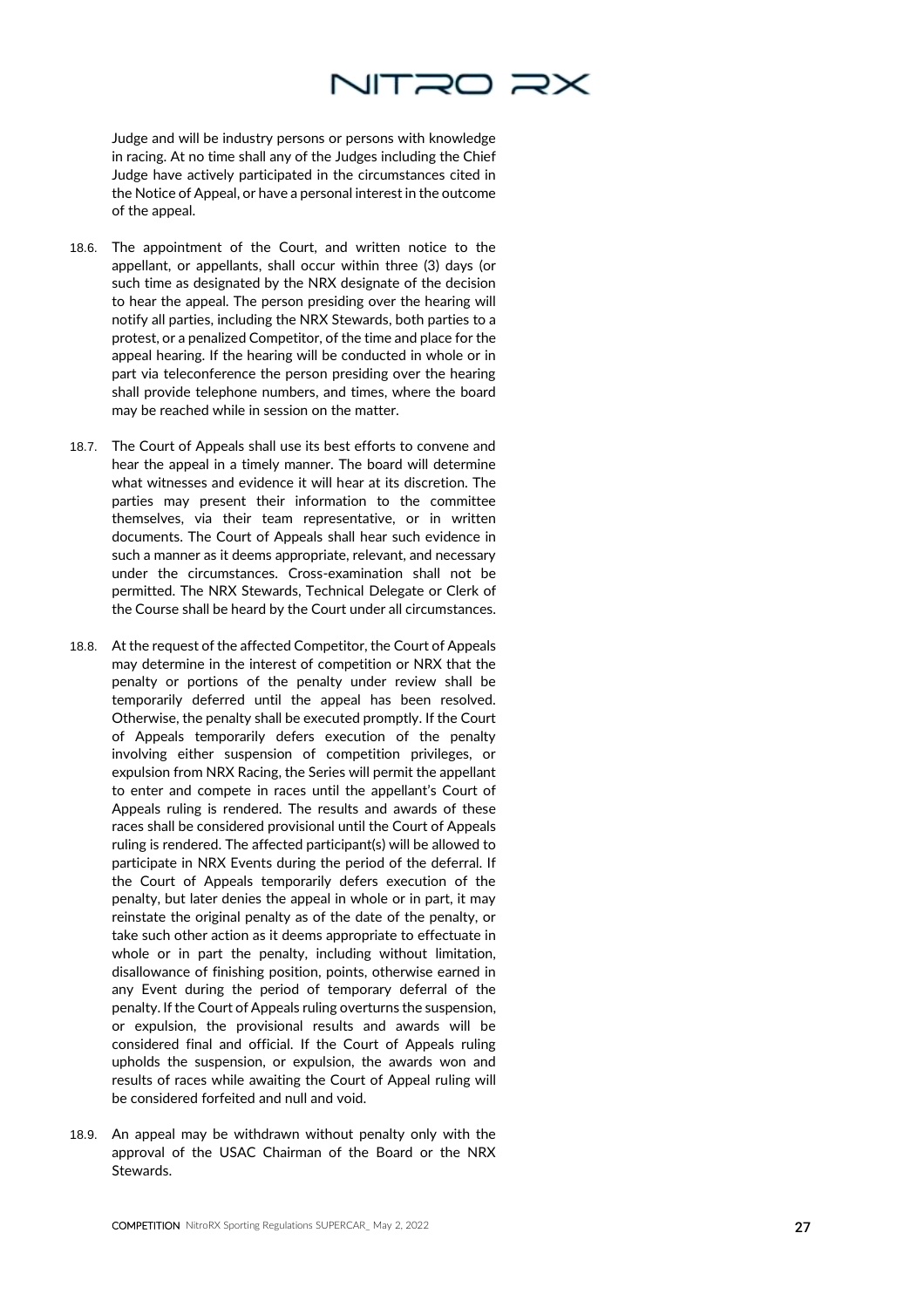Judge and will be industry persons or persons with knowledge in racing. At no time shall any of the Judges including the Chief Judge have actively participated in the circumstances cited in the Notice of Appeal, or have a personal interest in the outcome of the appeal.

18.6. The appointment of the Court, and written notice to the appellant, or appellants, shall occur within three (3) days (or such time as designated by the NRX designate of the decision to hear the appeal. The person presiding over the hearing will notify all parties, including the NRX Stewards, both parties to a protest, or a penalized Competitor, of the time and place for the appeal hearing. If the hearing will be conducted in whole or in part via teleconference the person presiding over the hearing shall provide telephone numbers, and times, where the board may be reached while in session on the matter.

18.7. The Court of Appeals shall use its best efforts to convene and hear the appeal in a timely manner. The board will determine what witnesses and evidence it will hear at its discretion. The parties may present their information to the committee themselves, via their team representative, or in written documents. The Court of Appeals shall hear such evidence in such a manner as it deems appropriate, relevant, and necessary under the circumstances. Cross-examination shall not be permitted. The NRX Stewards, Technical Delegate or Clerk of the Course shall be heard by the Court under all circumstances.

18.8. At the request of the affected Competitor, the Court of Appeals may determine in the interest of competition or NRX that the penalty or portions of the penalty under review shall be temporarily deferred until the appeal has been resolved. Otherwise, the penalty shall be executed promptly. If the Court of Appeals temporarily defers execution of the penalty involving either suspension of competition privileges, or expulsion from NRX Racing, the Series will permit the appellant to enter and compete in races until the appellant's Court of Appeals ruling is rendered. The results and awards of these races shall be considered provisional until the Court of Appeals ruling is rendered. The affected participant(s) will be allowed to participate in NRX Events during the period of the deferral. If the Court of Appeals temporarily defers execution of the penalty, but later denies the appeal in whole or in part, it may reinstate the original penalty as of the date of the penalty, or take such other action as it deems appropriate to effectuate in whole or in part the penalty, including without limitation, disallowance of finishing position, points, otherwise earned in any Event during the period of temporary deferral of the penalty. If the Court of Appeals ruling overturns the suspension, or expulsion, the provisional results and awards will be considered final and official. If the Court of Appeals ruling upholds the suspension, or expulsion, the awards won and results of races while awaiting the Court of Appeal ruling will be considered forfeited and null and void.

18.9. An appeal may be withdrawn without penalty only with the approval of the USAC Chairman of the Board or the NRX Stewards.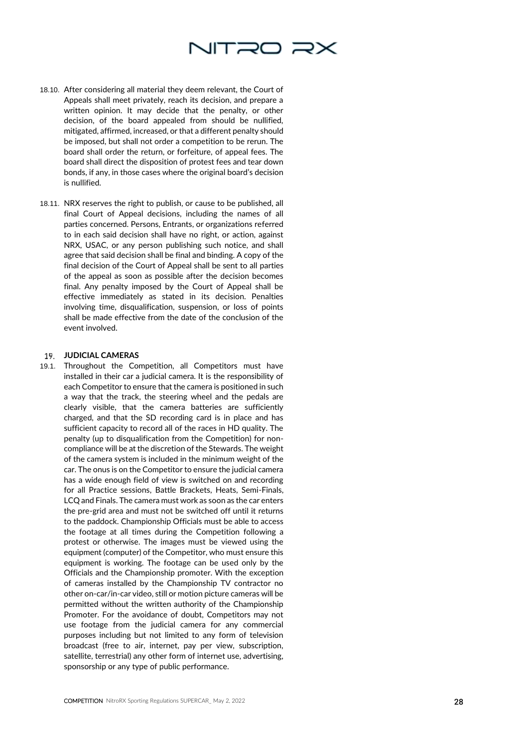18.10. After considering all material they deem relevant, the Court of Appeals shall meet privately, reach its decision, and prepare a written opinion. It may decide that the penalty, or other decision, of the board appealed from should be nullified, mitigated, affirmed, increased, or that a different penalty should be imposed, but shall not order a competition to be rerun. The board shall order the return, or forfeiture, of appeal fees. The board shall direct the disposition of protest fees and tear down bonds, if any, in those cases where the original board's decision is nullified.

18.11. NRX reserves the right to publish, or cause to be published, all final Court of Appeal decisions, including the names of all parties concerned. Persons, Entrants, or organizations referred to in each said decision shall have no right, or action, against NRX, USAC, or any person publishing such notice, and shall agree that said decision shall be final and binding. A copy of the final decision of the Court of Appeal shall be sent to all parties of the appeal as soon as possible after the decision becomes final. Any penalty imposed by the Court of Appeal shall be effective immediately as stated in its decision. Penalties involving time, disqualification, suspension, or loss of points shall be made effective from the date of the conclusion of the event involved.

## 19. JUDICIAL CAMERAS

19.1. Throughout the Competition, all Competitors must have installed in their car a judicial camera. It is the responsibility of each Competitor to ensure that the camera is positioned in such a way that the track, the steering wheel and the pedals are clearly visible, that the camera batteries are sufficiently charged, and that the SD recording card is in place and has sufficient capacity to record all of the races in HD quality. The penalty (up to disqualification from the Competition) for non-compliance will be at the discretion of the Stewards. The weight of the camera system is included in the minimum weight of the car. The onus is on the Competitor to ensure the judicial camera has a wide enough field of view is switched on and recording for all Practice sessions, Battle Brackets, Heats, Semi-Finals, LCQ and Finals. The camera must work as soon as the car enters the pre-grid area and must not be switched off until it returns to the paddock. Championship Officials must be able to access the footage at all times during the Competition following a protest or otherwise. The images must be viewed using the equipment (computer) of the Competitor, who must ensure this equipment is working. The footage can be used only by the Officials and the Championship promoter. With the exception of cameras installed by the Championship TV contractor no other on-car/in-car video, still or motion picture cameras will be permitted without the written authority of the Championship Promoter. For the avoidance of doubt, Competitors may not use footage from the judicial camera for any commercial purposes including but not limited to any form of television broadcast (free to air, internet, pay per view, subscription, satellite, terrestrial) any other form of internet use, advertising, sponsorship or any type of public performance.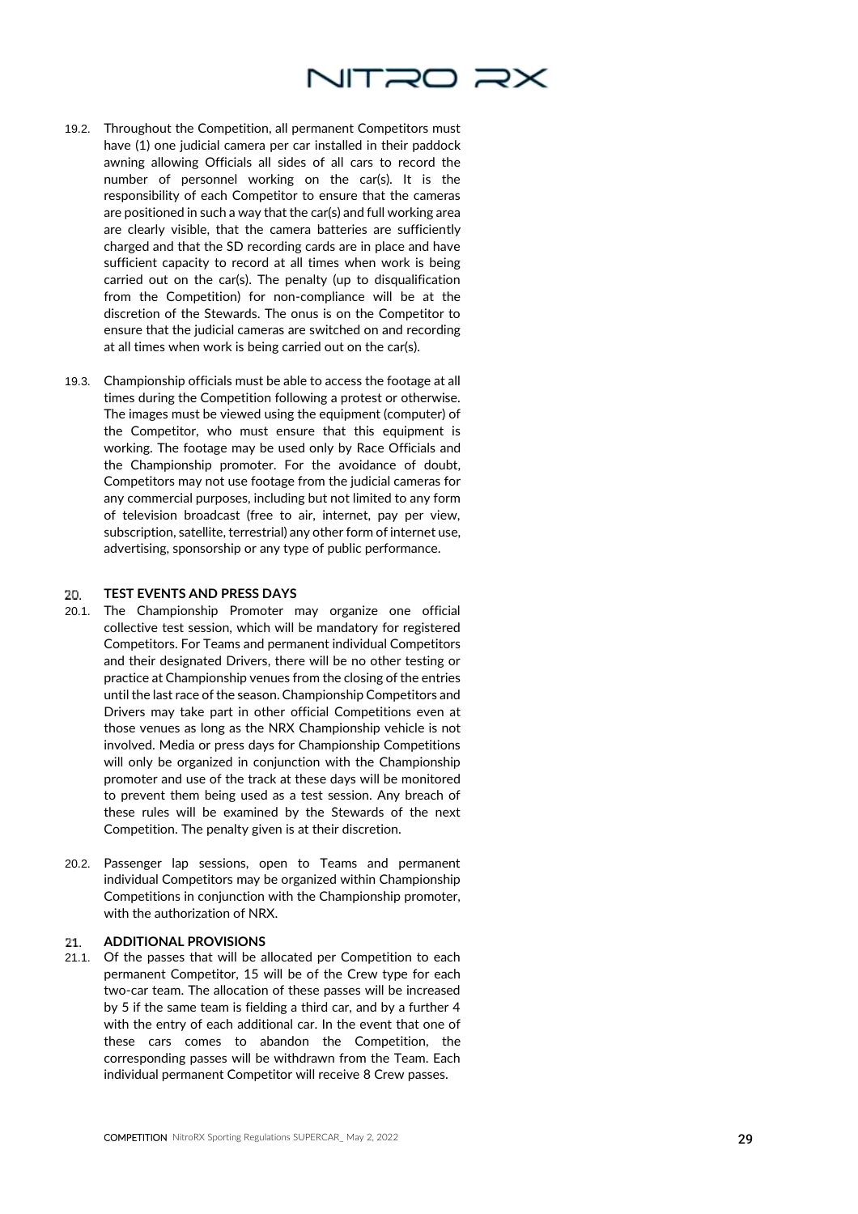19.2. Throughout the Competition, all permanent Competitors must have (1) one judicial camera per car installed in their paddock awning allowing Officials all sides of all cars to record the number of personnel working on the car(s). It is the responsibility of each Competitor to ensure that the cameras are positioned in such a way that the car(s) and full working area are clearly visible, that the camera batteries are sufficiently charged and that the SD recording cards are in place and have sufficient capacity to record at all times when work is being carried out on the car(s). The penalty (up to disqualification from the Competition) for non-compliance will be at the discretion of the Stewards. The onus is on the Competitor to ensure that the judicial cameras are switched on and recording at all times when work is being carried out on the car(s).

19.3. Championship officials must be able to access the footage at all times during the Competition following a protest or otherwise. The images must be viewed using the equipment (computer) of the Competitor, who must ensure that this equipment is working. The footage may be used only by Race Officials and the Championship promoter. For the avoidance of doubt, Competitors may not use footage from the judicial cameras for any commercial purposes, including but not limited to any form of television broadcast (free to air, internet, pay per view, subscription, satellite, terrestrial) any other form of internet use, advertising, sponsorship or any type of public performance.

## 20. TEST EVENTS AND PRESS DAYS

20.1. The Championship Promoter may organize one official collective test session, which will be mandatory for registered Competitors. For Teams and permanent individual Competitors and their designated Drivers, there will be no other testing or practice at Championship venues from the closing of the entries until the last race of the season. Championship Competitors and Drivers may take part in other official Competitions even at those venues as long as the NRX Championship vehicle is not involved. Media or press days for Championship Competitions will only be organized in conjunction with the Championship promoter and use of the track at these days will be monitored to prevent them being used as a test session. Any breach of these rules will be examined by the Stewards of the next Competition. The penalty given is at their discretion.

20.2. Passenger lap sessions, open to Teams and permanent individual Competitors may be organized within Championship Competitions in conjunction with the Championship promoter, with the authorization of NRX.

## 21. ADDITIONAL PROVISIONS

21.1. Of the passes that will be allocated per Competition to each permanent Competitor, 15 will be of the Crew type for each two-car team. The allocation of these passes will be increased by 5 if the same team is fielding a third car, and by a further 4 with the entry of each additional car. In the event that one of these cars comes to abandon the Competition, the corresponding passes will be withdrawn from the Team. Each individual permanent Competitor will receive 8 Crew passes.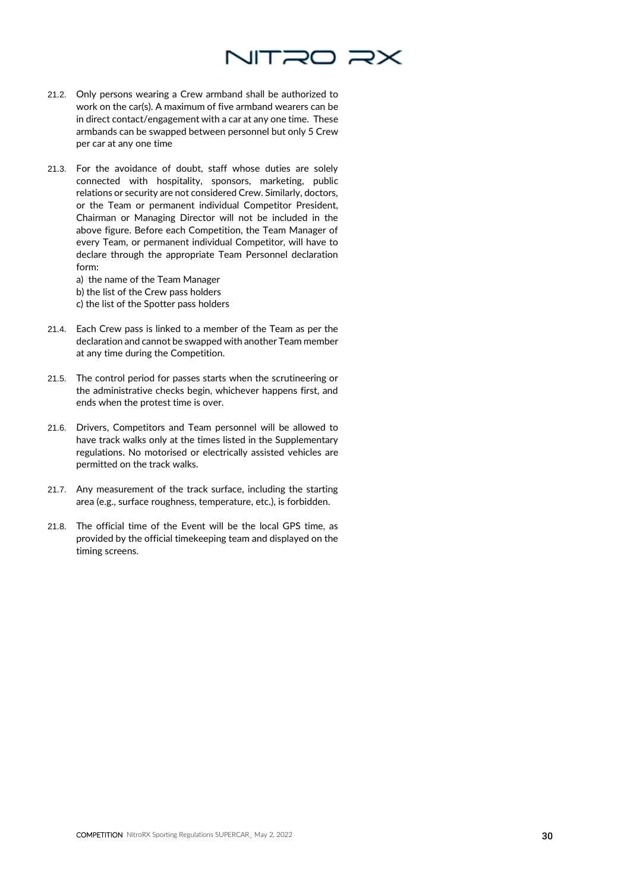21.2. Only persons wearing a Crew armband shall be authorized to work on the car(s). A maximum of five armband wearers can be in direct contact/engagement with a car at any one time. These armbands can be swapped between personnel but only 5 Crew per car at any one time

21.3. For the avoidance of doubt, staff whose duties are solely connected with hospitality, sponsors, marketing, public relations or security are not considered Crew. Similarly, doctors, or the Team or permanent individual Competitor President, Chairman or Managing Director will not be included in the above figure. Before each Competition, the Team Manager of every Team, or permanent individual Competitor, will have to declare through the appropriate Team Personnel declaration form:

a) the name of the Team Manager
b) the list of the Crew pass holders
c) the list of the Spotter pass holders

21.4. Each Crew pass is linked to a member of the Team as per the declaration and cannot be swapped with another Team member at any time during the Competition.

21.5. The control period for passes starts when the scrutineering or the administrative checks begin, whichever happens first, and ends when the protest time is over.

21.6. Drivers, Competitors and Team personnel will be allowed to have track walks only at the times listed in the Supplementary regulations. No motorised or electrically assisted vehicles are permitted on the track walks.

21.7. Any measurement of the track surface, including the starting area (e.g., surface roughness, temperature, etc.), is forbidden.

21.8. The official time of the Event will be the local GPS time, as provided by the official timekeeping team and displayed on the timing screens.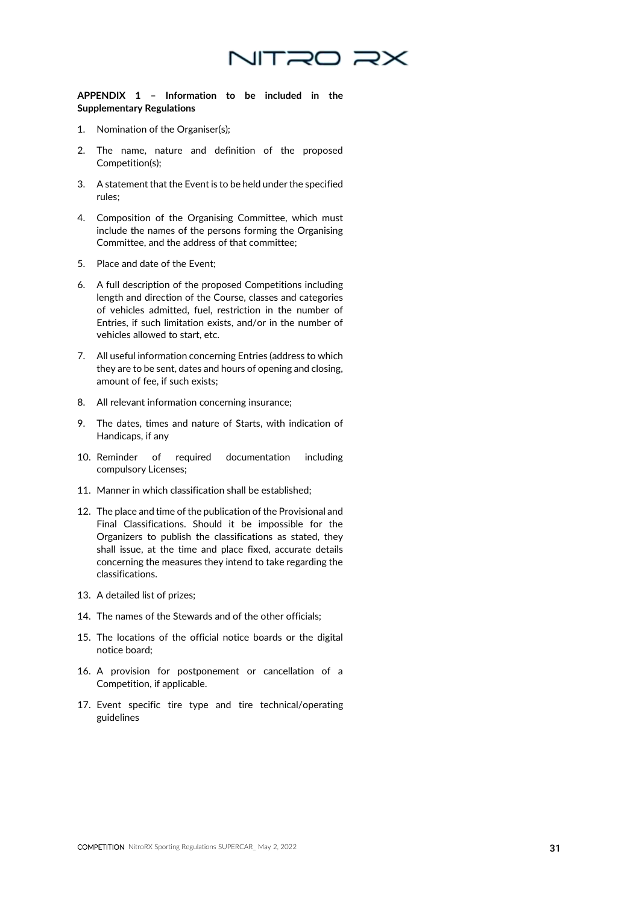**APPENDIX 1 – Information to be included in the Supplementary Regulations**

1. Nomination of the Organiser(s);
2. The name, nature and definition of the proposed Competition(s);
3. A statement that the Event is to be held under the specified rules;
4. Composition of the Organising Committee, which must include the names of the persons forming the Organising Committee, and the address of that committee;
5. Place and date of the Event;
6. A full description of the proposed Competitions including length and direction of the Course, classes and categories of vehicles admitted, fuel, restriction in the number of Entries, if such limitation exists, and/or in the number of vehicles allowed to start, etc.
7. All useful information concerning Entries (address to which they are to be sent, dates and hours of opening and closing, amount of fee, if such exists;
8. All relevant information concerning insurance;
9. The dates, times and nature of Starts, with indication of Handicaps, if any
10. Reminder of required documentation including compulsory Licenses;
11. Manner in which classification shall be established;
12. The place and time of the publication of the Provisional and Final Classifications. Should it be impossible for the Organizers to publish the classifications as stated, they shall issue, at the time and place fixed, accurate details concerning the measures they intend to take regarding the classifications.
13. A detailed list of prizes;
14. The names of the Stewards and of the other officials;
15. The locations of the official notice boards or the digital notice board;
16. A provision for postponement or cancellation of a Competition, if applicable.
17. Event specific tire type and tire technical/operating guidelines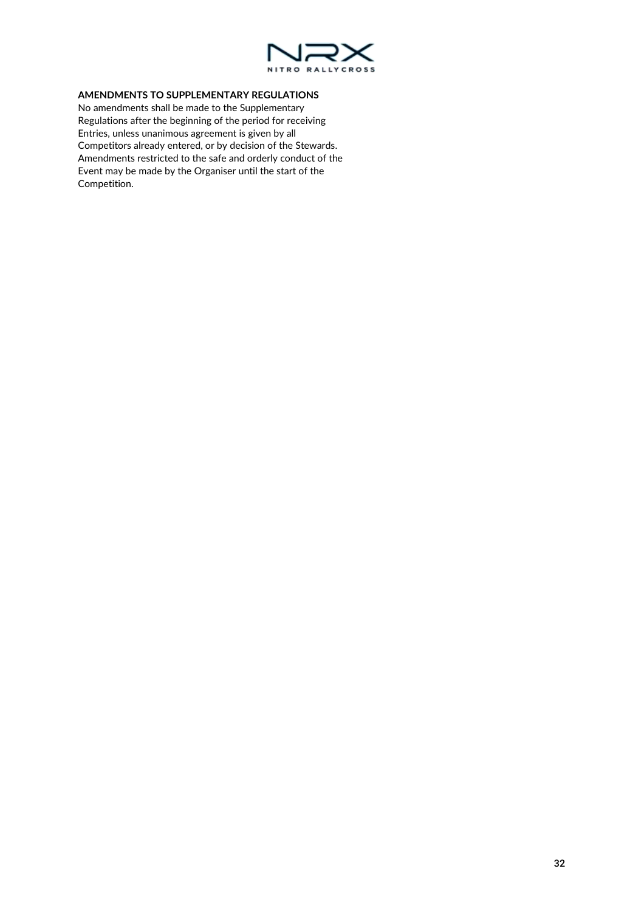**AMENDMENTS TO SUPPLEMENTARY REGULATIONS**

No amendments shall be made to the Supplementary Regulations after the beginning of the period for receiving Entries, unless unanimous agreement is given by all Competitors already entered, or by decision of the Stewards. Amendments restricted to the safe and orderly conduct of the Event may be made by the Organiser until the start of the Competition.